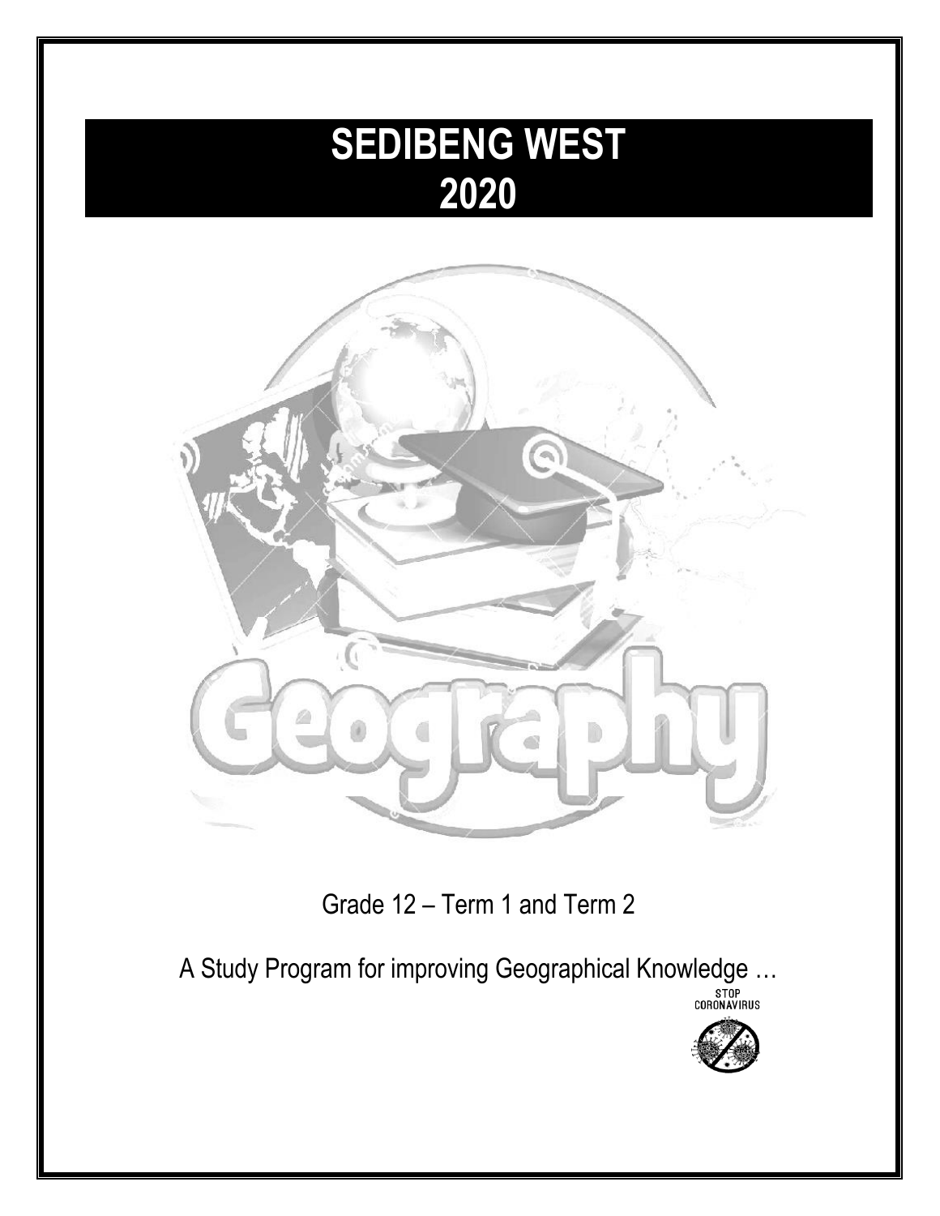# SEDIBENG WEST
# 2020

Grade 12 – Term 1 and Term 2

A Study Program for improving Geographical Knowledge …

STOP CORONAVIRUS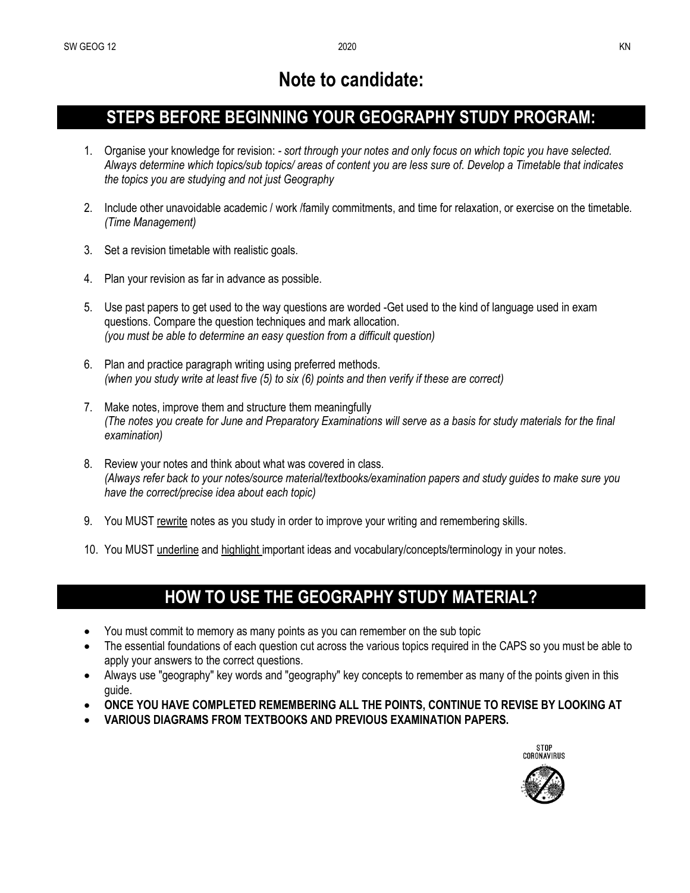# Note to candidate:

## STEPS BEFORE BEGINNING YOUR GEOGRAPHY STUDY PROGRAM:

1. Organise your knowledge for revision: *- sort through your notes and only focus on which topic you have selected. Always determine which topics/sub topics/ areas of content you are less sure of. Develop a Timetable that indicates the topics you are studying and not just Geography*

2. Include other unavoidable academic / work /family commitments, and time for relaxation, or exercise on the timetable. *(Time Management)*

3. Set a revision timetable with realistic goals.

4. Plan your revision as far in advance as possible.

5. Use past papers to get used to the way questions are worded -Get used to the kind of language used in exam questions. Compare the question techniques and mark allocation.
   *(you must be able to determine an easy question from a difficult question)*

6. Plan and practice paragraph writing using preferred methods.
   *(when you study write at least five (5) to six (6) points and then verify if these are correct)*

7. Make notes, improve them and structure them meaningfully
   *(The notes you create for June and Preparatory Examinations will serve as a basis for study materials for the final examination)*

8. Review your notes and think about what was covered in class.
   *(Always refer back to your notes/source material/textbooks/examination papers and study guides to make sure you have the correct/precise idea about each topic)*

9. You MUST rewrite notes as you study in order to improve your writing and remembering skills.

10. You MUST underline and highlight important ideas and vocabulary/concepts/terminology in your notes.

## HOW TO USE THE GEOGRAPHY STUDY MATERIAL?

- You must commit to memory as many points as you can remember on the sub topic
- The essential foundations of each question cut across the various topics required in the CAPS so you must be able to apply your answers to the correct questions.
- Always use "geography" key words and "geography" key concepts to remember as many of the points given in this guide.
- **ONCE YOU HAVE COMPLETED REMEMBERING ALL THE POINTS, CONTINUE TO REVISE BY LOOKING AT**
- **VARIOUS DIAGRAMS FROM TEXTBOOKS AND PREVIOUS EXAMINATION PAPERS.**

STOP CORONAVIRUS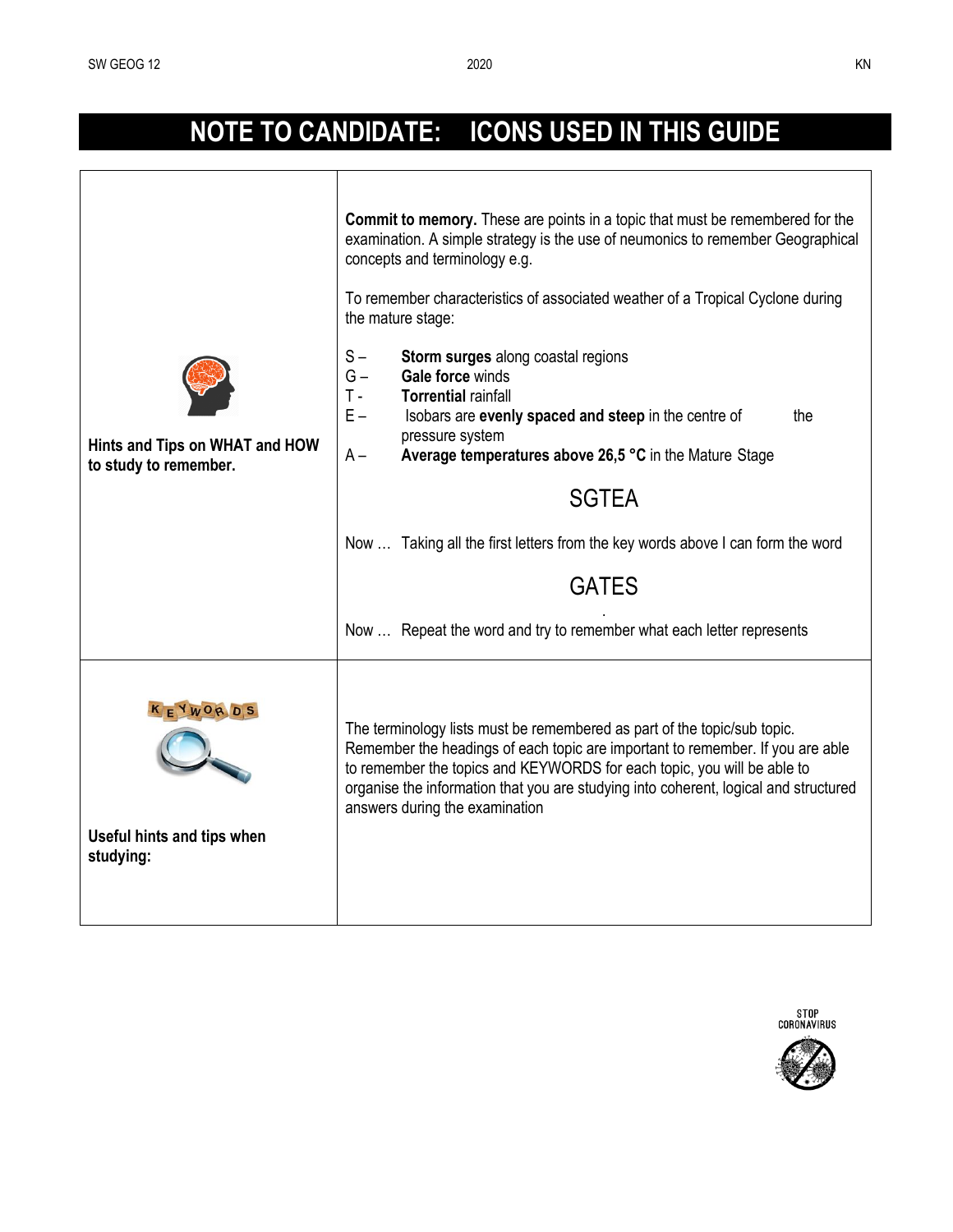# NOTE TO CANDIDATE: ICONS USED IN THIS GUIDE

| | |
|---|---|
| **Hints and Tips on WHAT and HOW to study to remember.** | **Commit to memory.** These are points in a topic that must be remembered for the examination. A simple strategy is the use of neumonics to remember Geographical concepts and terminology e.g.<br><br>To remember characteristics of associated weather of a Tropical Cyclone during the mature stage:<br><br>S – **Storm surges** along coastal regions<br>G – **Gale force** winds<br>T - **Torrential** rainfall<br>E – Isobars are **evenly spaced and steep** in the centre of the pressure system<br>A – **Average temperatures above 26,5 °C** in the Mature Stage<br><br>SGTEA<br><br>Now … Taking all the first letters from the key words above I can form the word<br><br>GATES<br><br>Now … Repeat the word and try to remember what each letter represents |
| KEYWORDS<br><br>**Useful hints and tips when studying:** | The terminology lists must be remembered as part of the topic/sub topic. Remember the headings of each topic are important to remember. If you are able to remember the topics and KEYWORDS for each topic, you will be able to organise the information that you are studying into coherent, logical and structured answers during the examination |

STOP CORONAVIRUS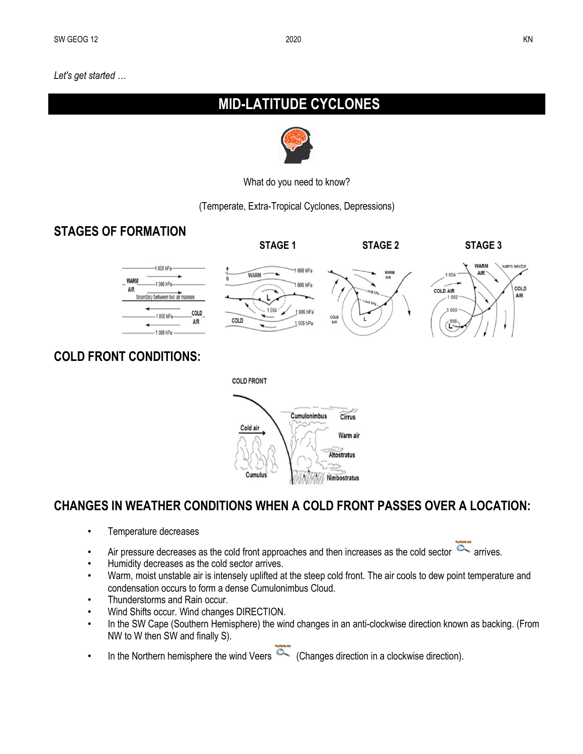*Let's get started …*

# MID-LATITUDE CYCLONES

What do you need to know?

(Temperate, Extra-Tropical Cyclones, Depressions)

## STAGES OF FORMATION

STAGE 1

STAGE 2

STAGE 3

1 008 hPa
WARM
AIR
1 006 hPa
boundary between two air masses
1 006 hPa
COLD
AIR
1 008 hPa

N
WARM
1 008 hPa
1 006 hPa
L
1 004
1 006 hPa
COLD
1 008 hPa

WARM
AIR
1 008 hPa
1 006 hPa
COLD
AIR
L

WARM
AIR
warm sector
1 004
COLD AIR
1 002
COLD
AIR
1 000
998
L

## COLD FRONT CONDITIONS:

COLD FRONT

Cold air
Cumulonimbus
Cirrus
Warm air
Altostratus
Cumulus
Nimbostratus

## CHANGES IN WEATHER CONDITIONS WHEN A COLD FRONT PASSES OVER A LOCATION:

- Temperature decreases
- Air pressure decreases as the cold front approaches and then increases as the cold sector arrives.
- Humidity decreases as the cold sector arrives.
- Warm, moist unstable air is intensely uplifted at the steep cold front. The air cools to dew point temperature and condensation occurs to form a dense Cumulonimbus Cloud.
- Thunderstorms and Rain occur.
- Wind Shifts occur. Wind changes DIRECTION.
- In the SW Cape (Southern Hemisphere) the wind changes in an anti-clockwise direction known as backing. (From NW to W then SW and finally S).
- In the Northern hemisphere the wind Veers (Changes direction in a clockwise direction).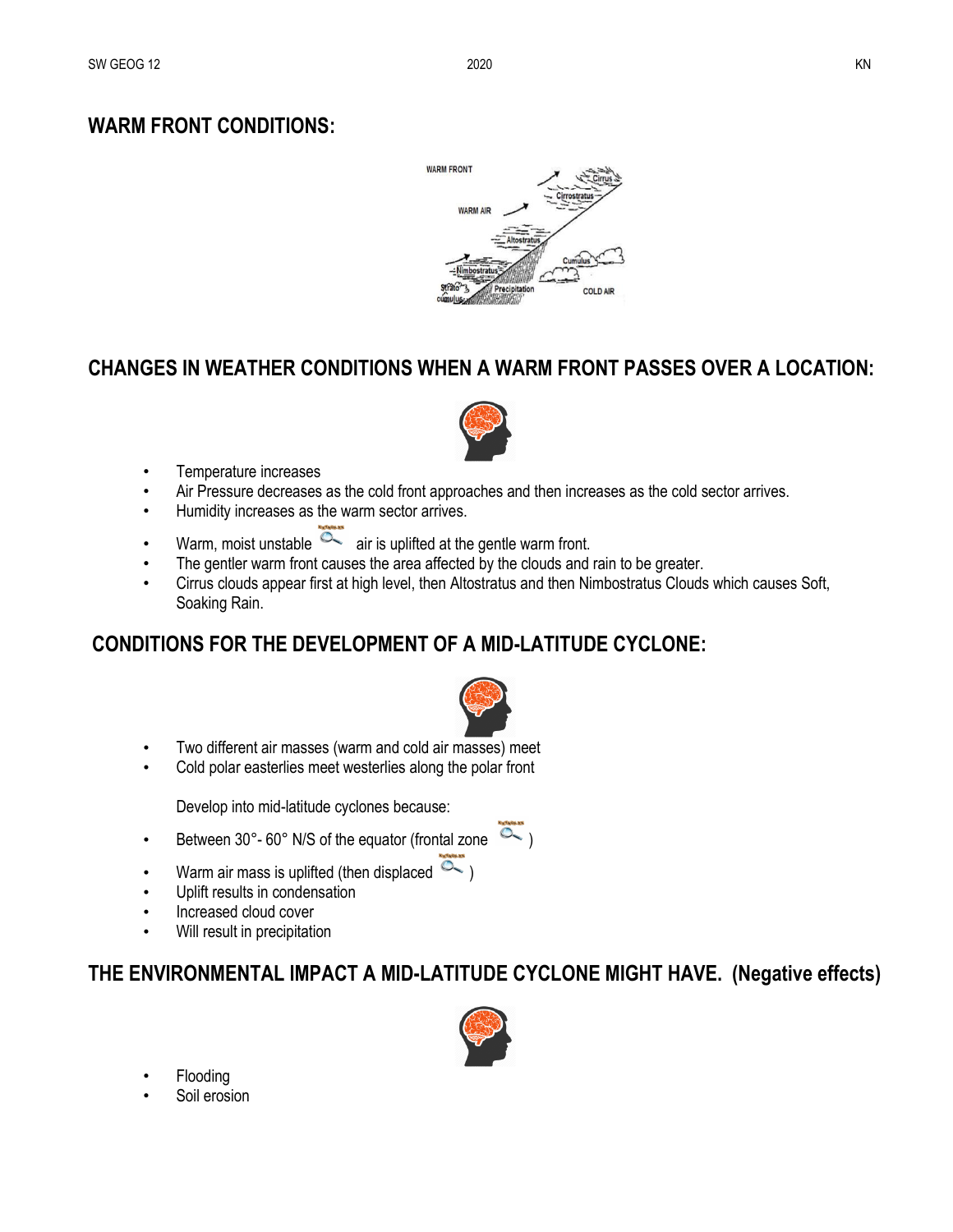## WARM FRONT CONDITIONS:

WARM FRONT

Cirrus

Cirrostratus

WARM AIR

Altostratus

Cumulus

Nimbostratus

Strato cumulus

Precipitation

COLD AIR

## CHANGES IN WEATHER CONDITIONS WHEN A WARM FRONT PASSES OVER A LOCATION:

- Temperature increases
- Air Pressure decreases as the cold front approaches and then increases as the cold sector arrives.
- Humidity increases as the warm sector arrives.
- Warm, moist unstable air is uplifted at the gentle warm front.
- The gentler warm front causes the area affected by the clouds and rain to be greater.
- Cirrus clouds appear first at high level, then Altostratus and then Nimbostratus Clouds which causes Soft, Soaking Rain.

## CONDITIONS FOR THE DEVELOPMENT OF A MID-LATITUDE CYCLONE:

- Two different air masses (warm and cold air masses) meet
- Cold polar easterlies meet westerlies along the polar front

Develop into mid-latitude cyclones because:

- Between 30°- 60° N/S of the equator (frontal zone )
- Warm air mass is uplifted (then displaced )
- Uplift results in condensation
- Increased cloud cover
- Will result in precipitation

## THE ENVIRONMENTAL IMPACT A MID-LATITUDE CYCLONE MIGHT HAVE. (Negative effects)

- Flooding
- Soil erosion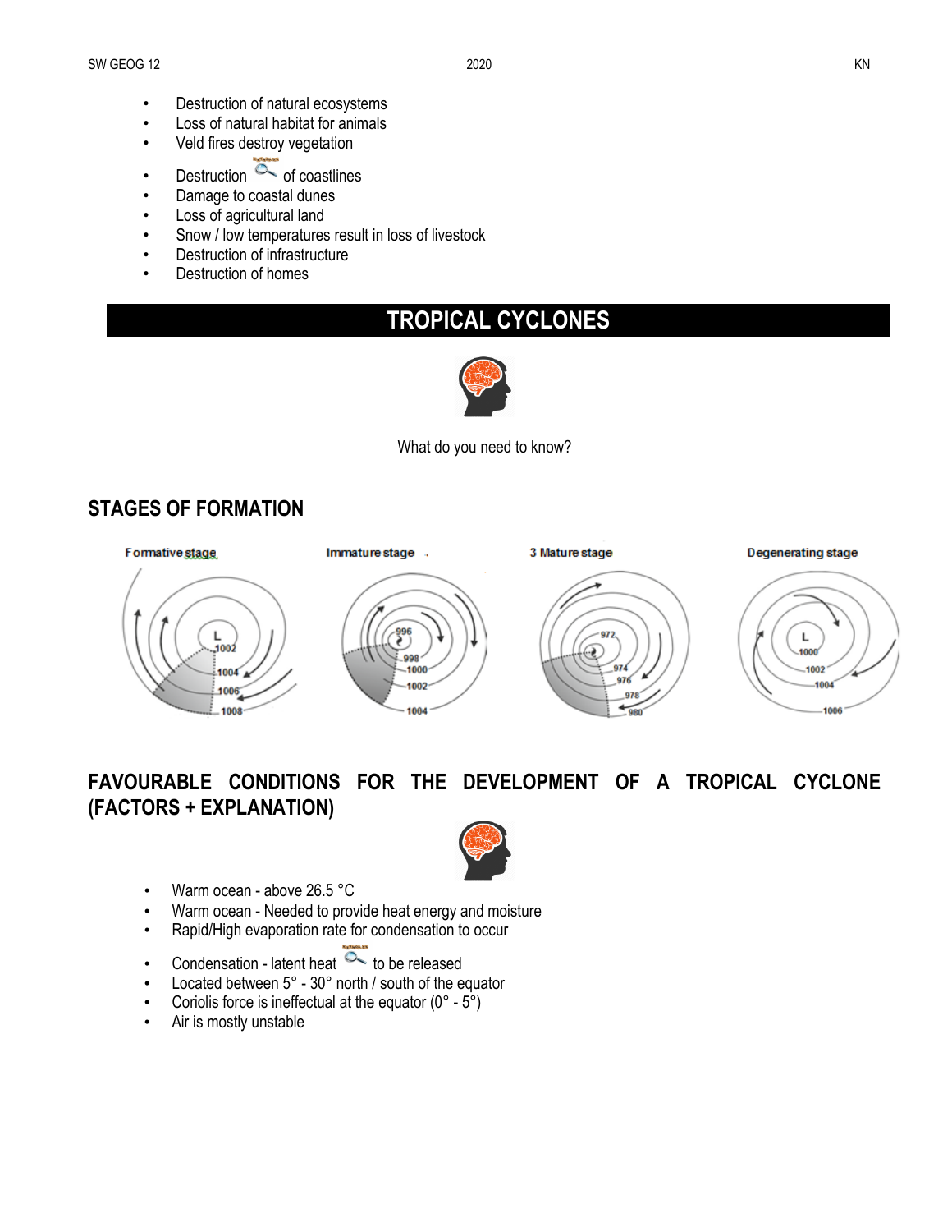- Destruction of natural ecosystems
- Loss of natural habitat for animals
- Veld fires destroy vegetation
- Destruction of coastlines
- Damage to coastal dunes
- Loss of agricultural land
- Snow / low temperatures result in loss of livestock
- Destruction of infrastructure
- Destruction of homes

# TROPICAL CYCLONES

What do you need to know?

## STAGES OF FORMATION

Formative stage

L
1002
1004
1006
1008

Immature stage

996
998
1000
1002
1004

3 Mature stage

972
974
976
978
980

Degenerating stage

L
1000
1002
1004
1006

## FAVOURABLE CONDITIONS FOR THE DEVELOPMENT OF A TROPICAL CYCLONE (FACTORS + EXPLANATION)

- Warm ocean - above 26.5 °C
- Warm ocean - Needed to provide heat energy and moisture
- Rapid/High evaporation rate for condensation to occur
- Condensation - latent heat to be released
- Located between 5° - 30° north / south of the equator
- Coriolis force is ineffectual at the equator (0° - 5°)
- Air is mostly unstable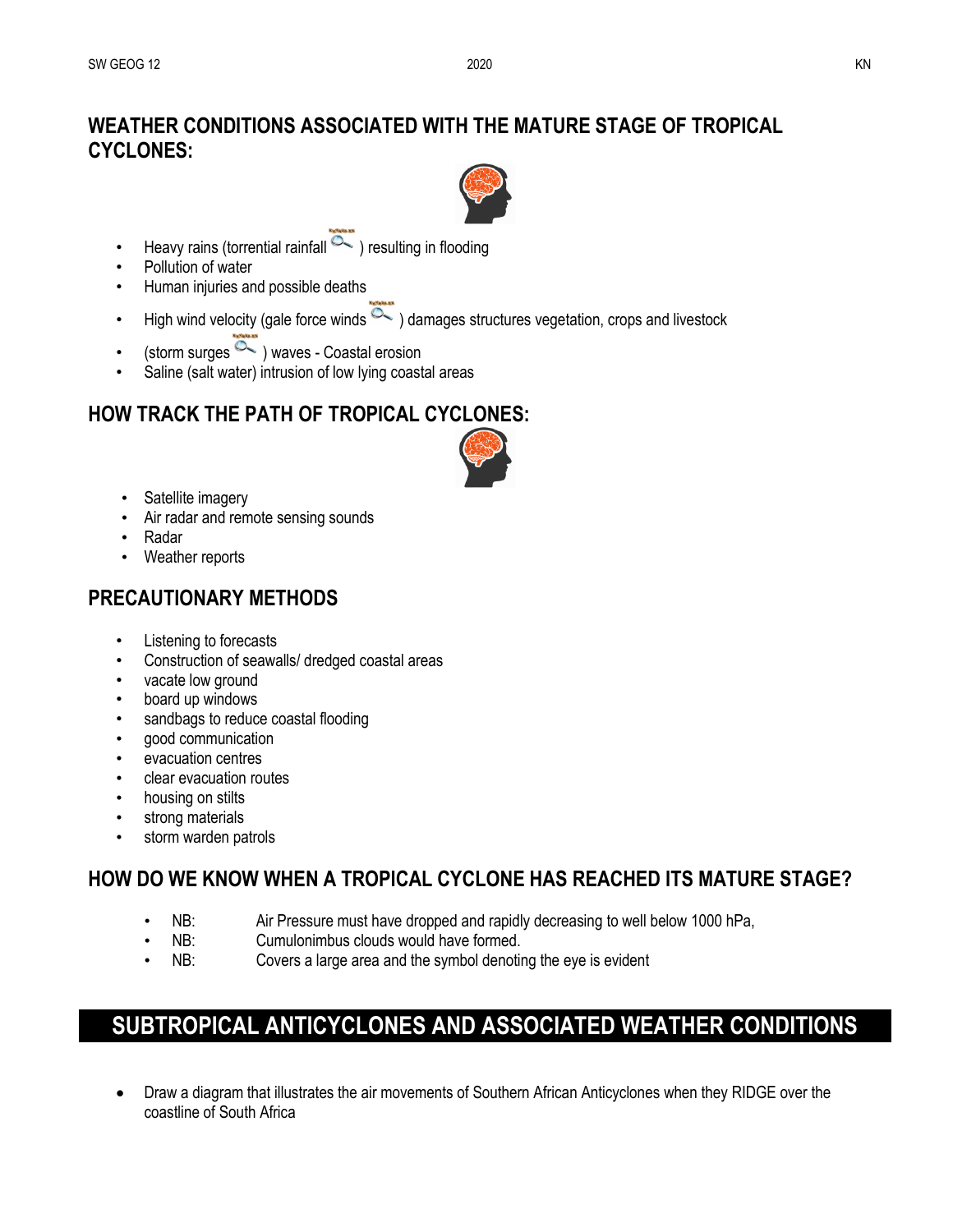## WEATHER CONDITIONS ASSOCIATED WITH THE MATURE STAGE OF TROPICAL CYCLONES:

- Heavy rains (torrential rainfall ) resulting in flooding
- Pollution of water
- Human injuries and possible deaths
- High wind velocity (gale force winds ) damages structures vegetation, crops and livestock
- (storm surges ) waves - Coastal erosion
- Saline (salt water) intrusion of low lying coastal areas

## HOW TRACK THE PATH OF TROPICAL CYCLONES:

- Satellite imagery
- Air radar and remote sensing sounds
- Radar
- Weather reports

## PRECAUTIONARY METHODS

- Listening to forecasts
- Construction of seawalls/ dredged coastal areas
- vacate low ground
- board up windows
- sandbags to reduce coastal flooding
- good communication
- evacuation centres
- clear evacuation routes
- housing on stilts
- strong materials
- storm warden patrols

## HOW DO WE KNOW WHEN A TROPICAL CYCLONE HAS REACHED ITS MATURE STAGE?

- NB: Air Pressure must have dropped and rapidly decreasing to well below 1000 hPa,
- NB: Cumulonimbus clouds would have formed.
- NB: Covers a large area and the symbol denoting the eye is evident

# SUBTROPICAL ANTICYCLONES AND ASSOCIATED WEATHER CONDITIONS

- Draw a diagram that illustrates the air movements of Southern African Anticyclones when they RIDGE over the coastline of South Africa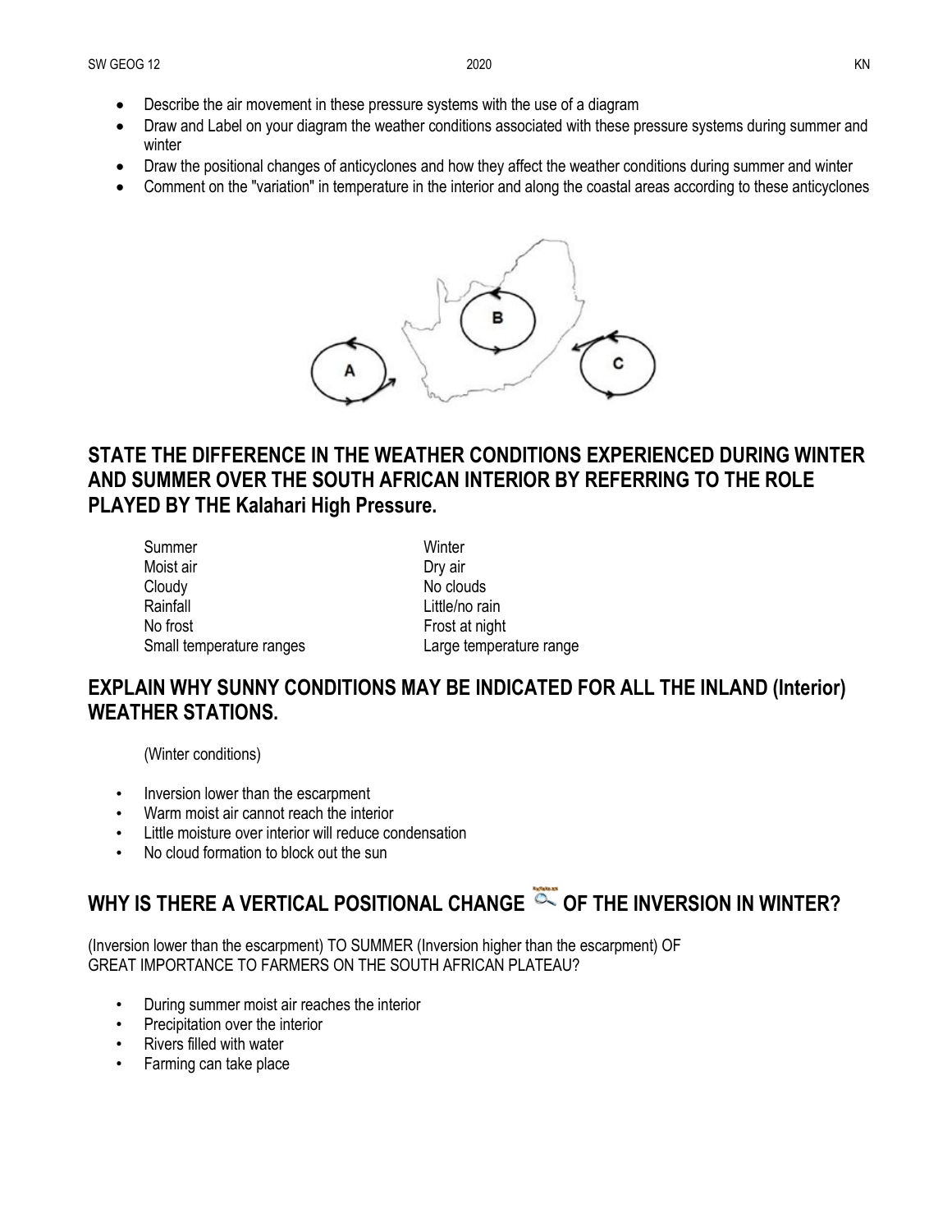- Describe the air movement in these pressure systems with the use of a diagram
- Draw and Label on your diagram the weather conditions associated with these pressure systems during summer and winter
- Draw the positional changes of anticyclones and how they affect the weather conditions during summer and winter
- Comment on the "variation" in temperature in the interior and along the coastal areas according to these anticyclones

A

B

C

## STATE THE DIFFERENCE IN THE WEATHER CONDITIONS EXPERIENCED DURING WINTER AND SUMMER OVER THE SOUTH AFRICAN INTERIOR BY REFERRING TO THE ROLE PLAYED BY THE Kalahari High Pressure.

| Summer | Winter |
| --- | --- |
| Moist air | Dry air |
| Cloudy | No clouds |
| Rainfall | Little/no rain |
| No frost | Frost at night |
| Small temperature ranges | Large temperature range |

## EXPLAIN WHY SUNNY CONDITIONS MAY BE INDICATED FOR ALL THE INLAND (Interior) WEATHER STATIONS.

(Winter conditions)

- Inversion lower than the escarpment
- Warm moist air cannot reach the interior
- Little moisture over interior will reduce condensation
- No cloud formation to block out the sun

## WHY IS THERE A VERTICAL POSITIONAL CHANGE OF THE INVERSION IN WINTER?

(Inversion lower than the escarpment) TO SUMMER (Inversion higher than the escarpment) OF GREAT IMPORTANCE TO FARMERS ON THE SOUTH AFRICAN PLATEAU?

- During summer moist air reaches the interior
- Precipitation over the interior
- Rivers filled with water
- Farming can take place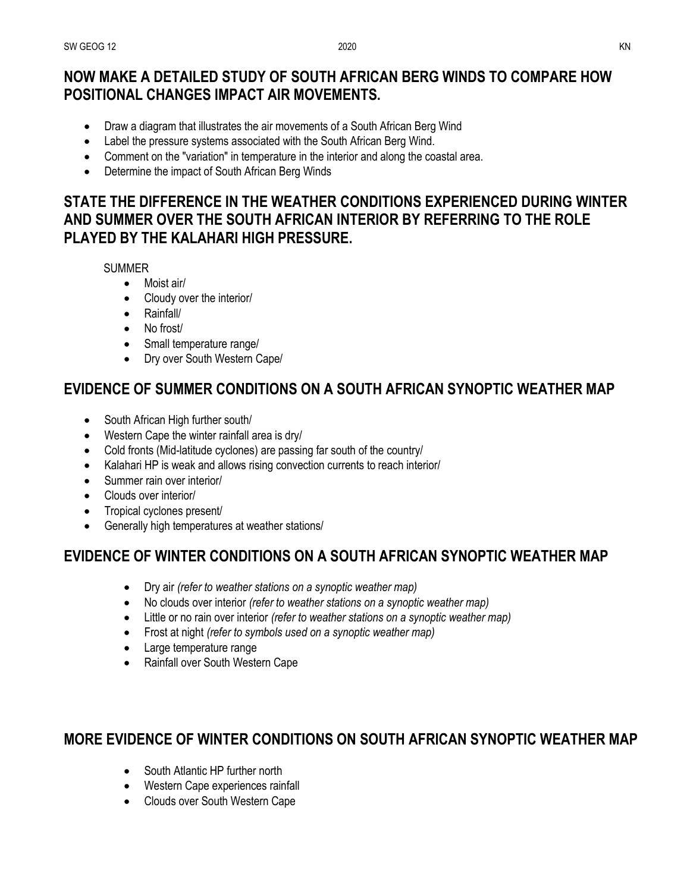## NOW MAKE A DETAILED STUDY OF SOUTH AFRICAN BERG WINDS TO COMPARE HOW POSITIONAL CHANGES IMPACT AIR MOVEMENTS.

- Draw a diagram that illustrates the air movements of a South African Berg Wind
- Label the pressure systems associated with the South African Berg Wind.
- Comment on the "variation" in temperature in the interior and along the coastal area.
- Determine the impact of South African Berg Winds

## STATE THE DIFFERENCE IN THE WEATHER CONDITIONS EXPERIENCED DURING WINTER AND SUMMER OVER THE SOUTH AFRICAN INTERIOR BY REFERRING TO THE ROLE PLAYED BY THE KALAHARI HIGH PRESSURE.

SUMMER

- Moist air/
- Cloudy over the interior/
- Rainfall/
- No frost/
- Small temperature range/
- Dry over South Western Cape/

## EVIDENCE OF SUMMER CONDITIONS ON A SOUTH AFRICAN SYNOPTIC WEATHER MAP

- South African High further south/
- Western Cape the winter rainfall area is dry/
- Cold fronts (Mid-latitude cyclones) are passing far south of the country/
- Kalahari HP is weak and allows rising convection currents to reach interior/
- Summer rain over interior/
- Clouds over interior/
- Tropical cyclones present/
- Generally high temperatures at weather stations/

## EVIDENCE OF WINTER CONDITIONS ON A SOUTH AFRICAN SYNOPTIC WEATHER MAP

- Dry air *(refer to weather stations on a synoptic weather map)*
- No clouds over interior *(refer to weather stations on a synoptic weather map)*
- Little or no rain over interior *(refer to weather stations on a synoptic weather map)*
- Frost at night *(refer to symbols used on a synoptic weather map)*
- Large temperature range
- Rainfall over South Western Cape

## MORE EVIDENCE OF WINTER CONDITIONS ON SOUTH AFRICAN SYNOPTIC WEATHER MAP

- South Atlantic HP further north
- Western Cape experiences rainfall
- Clouds over South Western Cape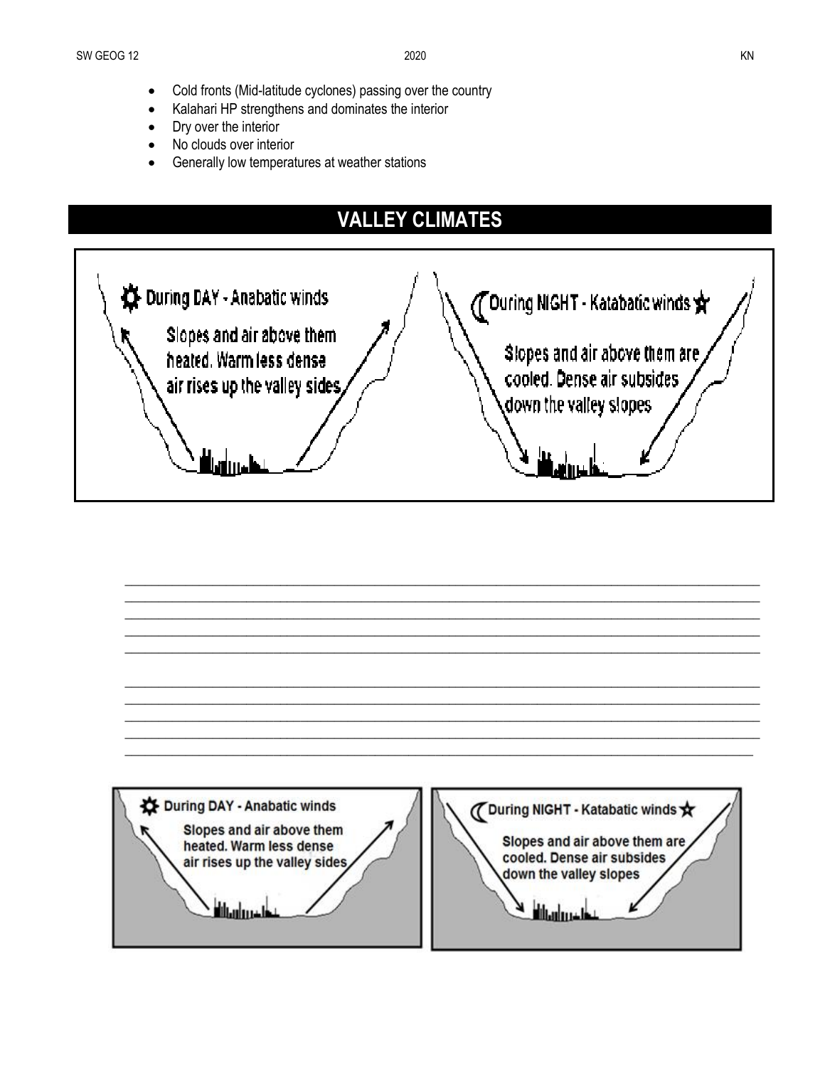- Cold fronts (Mid-latitude cyclones) passing over the country
- Kalahari HP strengthens and dominates the interior
- Dry over the interior
- No clouds over interior
- Generally low temperatures at weather stations

## VALLEY CLIMATES

During DAY - Anabatic winds

Slopes and air above them heated. Warm less dense air rises up the valley sides

During NIGHT - Katabatic winds

Slopes and air above them are cooled. Dense air subsides down the valley slopes

During DAY - Anabatic winds

Slopes and air above them heated. Warm less dense air rises up the valley sides

During NIGHT - Katabatic winds

Slopes and air above them are cooled. Dense air subsides down the valley slopes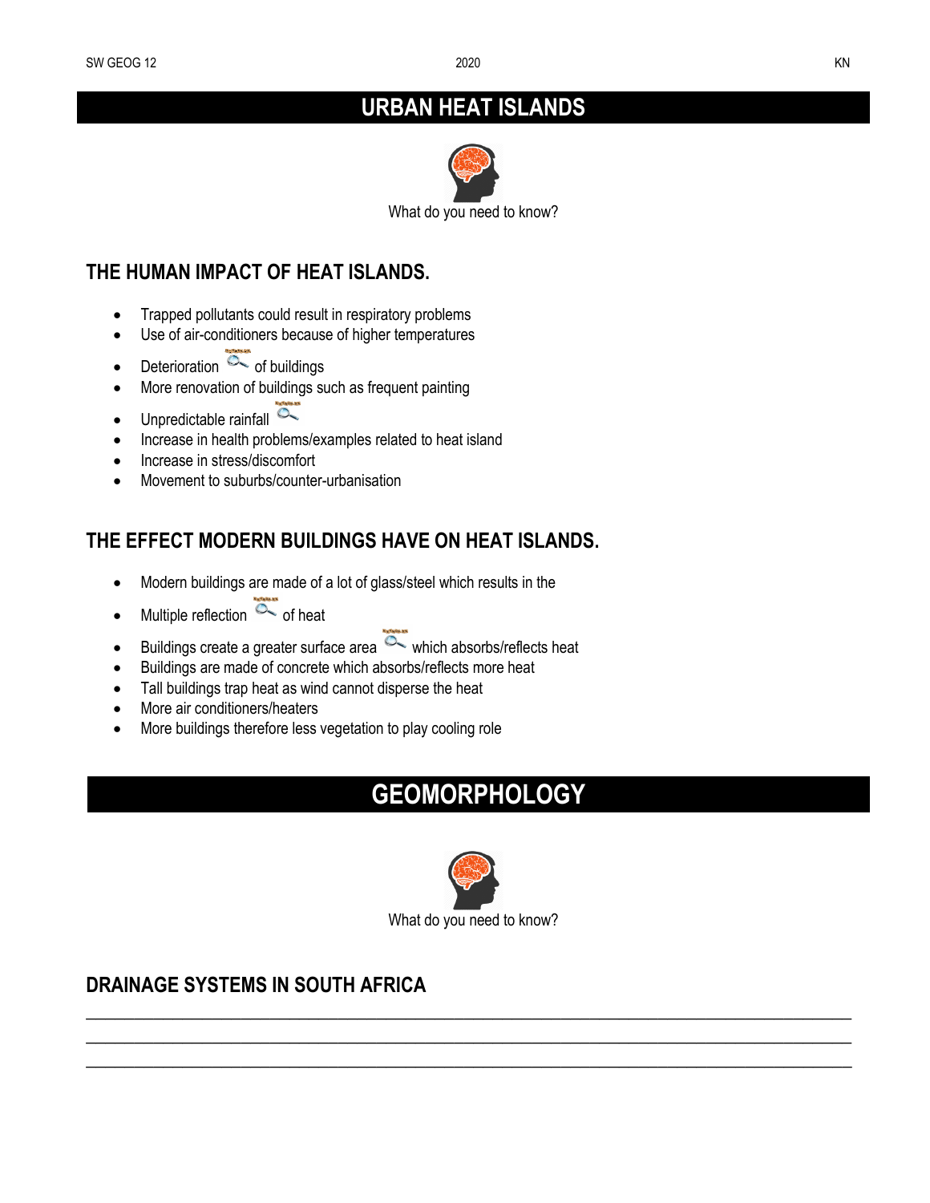# URBAN HEAT ISLANDS

What do you need to know?

## THE HUMAN IMPACT OF HEAT ISLANDS.

- Trapped pollutants could result in respiratory problems
- Use of air-conditioners because of higher temperatures
- Deterioration of buildings
- More renovation of buildings such as frequent painting
- Unpredictable rainfall
- Increase in health problems/examples related to heat island
- Increase in stress/discomfort
- Movement to suburbs/counter-urbanisation

## THE EFFECT MODERN BUILDINGS HAVE ON HEAT ISLANDS.

- Modern buildings are made of a lot of glass/steel which results in the
- Multiple reflection of heat
- Buildings create a greater surface area which absorbs/reflects heat
- Buildings are made of concrete which absorbs/reflects more heat
- Tall buildings trap heat as wind cannot disperse the heat
- More air conditioners/heaters
- More buildings therefore less vegetation to play cooling role

# GEOMORPHOLOGY

What do you need to know?

## DRAINAGE SYSTEMS IN SOUTH AFRICA

___________________________________________________________________________

___________________________________________________________________________

___________________________________________________________________________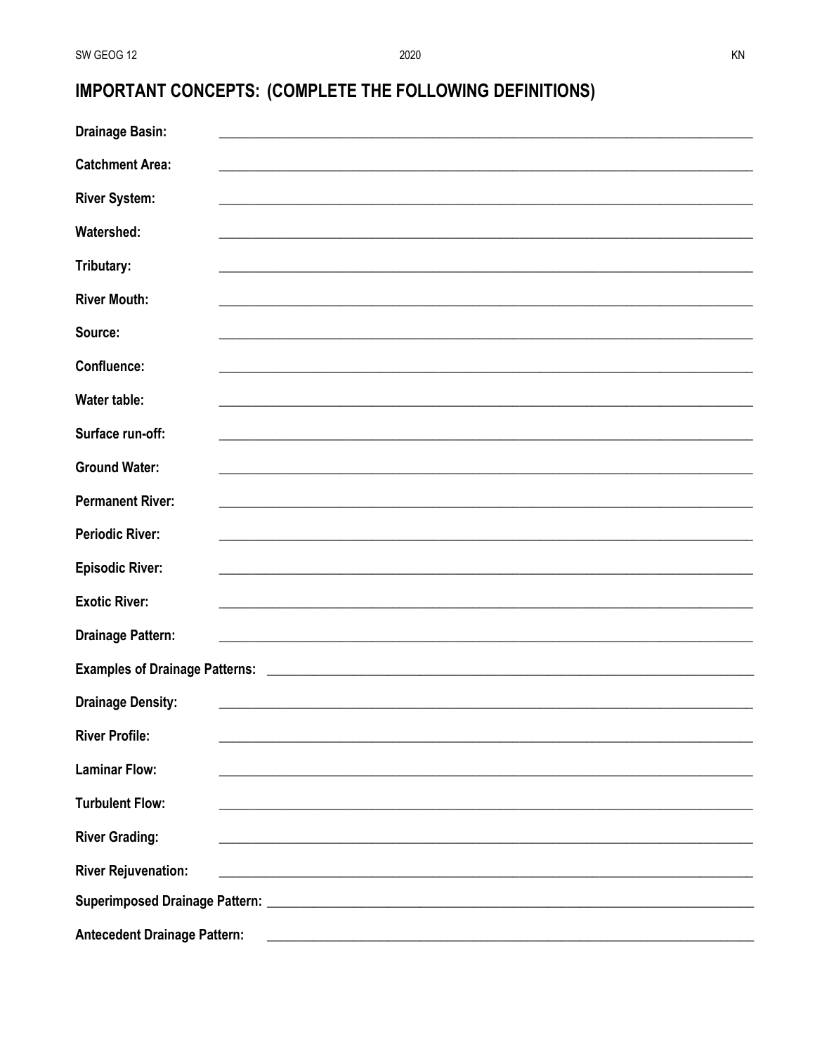## IMPORTANT CONCEPTS: (COMPLETE THE FOLLOWING DEFINITIONS)

**Drainage Basin:** ____________________________________________

**Catchment Area:** ____________________________________________

**River System:** ____________________________________________

**Watershed:** ____________________________________________

**Tributary:** ____________________________________________

**River Mouth:** ____________________________________________

**Source:** ____________________________________________

**Confluence:** ____________________________________________

**Water table:** ____________________________________________

**Surface run-off:** ____________________________________________

**Ground Water:** ____________________________________________

**Permanent River:** ____________________________________________

**Periodic River:** ____________________________________________

**Episodic River:** ____________________________________________

**Exotic River:** ____________________________________________

**Drainage Pattern:** ____________________________________________

**Examples of Drainage Patterns:** ____________________________________________

**Drainage Density:** ____________________________________________

**River Profile:** ____________________________________________

**Laminar Flow:** ____________________________________________

**Turbulent Flow:** ____________________________________________

**River Grading:** ____________________________________________

**River Rejuvenation:** ____________________________________________

**Superimposed Drainage Pattern:** ____________________________________________

**Antecedent Drainage Pattern:** ____________________________________________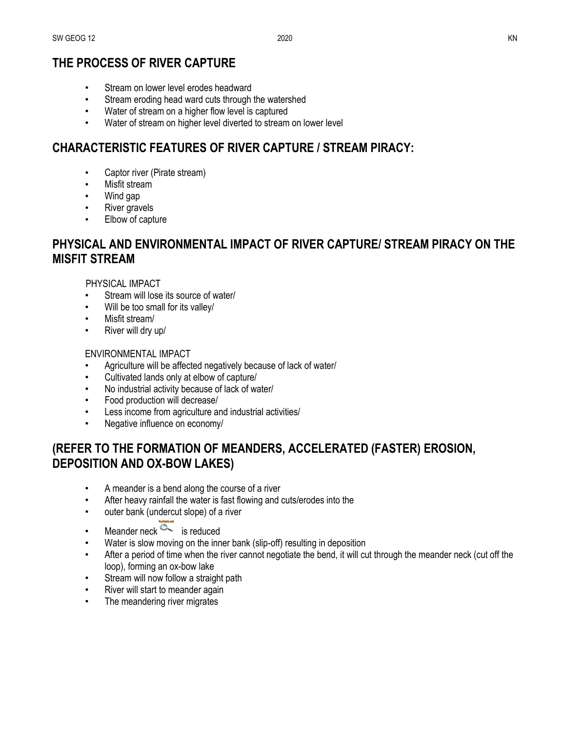## THE PROCESS OF RIVER CAPTURE

- Stream on lower level erodes headward
- Stream eroding head ward cuts through the watershed
- Water of stream on a higher flow level is captured
- Water of stream on higher level diverted to stream on lower level

## CHARACTERISTIC FEATURES OF RIVER CAPTURE / STREAM PIRACY:

- Captor river (Pirate stream)
- Misfit stream
- Wind gap
- River gravels
- Elbow of capture

## PHYSICAL AND ENVIRONMENTAL IMPACT OF RIVER CAPTURE/ STREAM PIRACY ON THE MISFIT STREAM

PHYSICAL IMPACT

- Stream will lose its source of water/
- Will be too small for its valley/
- Misfit stream/
- River will dry up/

ENVIRONMENTAL IMPACT

- Agriculture will be affected negatively because of lack of water/
- Cultivated lands only at elbow of capture/
- No industrial activity because of lack of water/
- Food production will decrease/
- Less income from agriculture and industrial activities/
- Negative influence on economy/

## (REFER TO THE FORMATION OF MEANDERS, ACCELERATED (FASTER) EROSION, DEPOSITION AND OX-BOW LAKES)

- A meander is a bend along the course of a river
- After heavy rainfall the water is fast flowing and cuts/erodes into the
- outer bank (undercut slope) of a river
- Meander neck is reduced
- Water is slow moving on the inner bank (slip-off) resulting in deposition
- After a period of time when the river cannot negotiate the bend, it will cut through the meander neck (cut off the loop), forming an ox-bow lake
- Stream will now follow a straight path
- River will start to meander again
- The meandering river migrates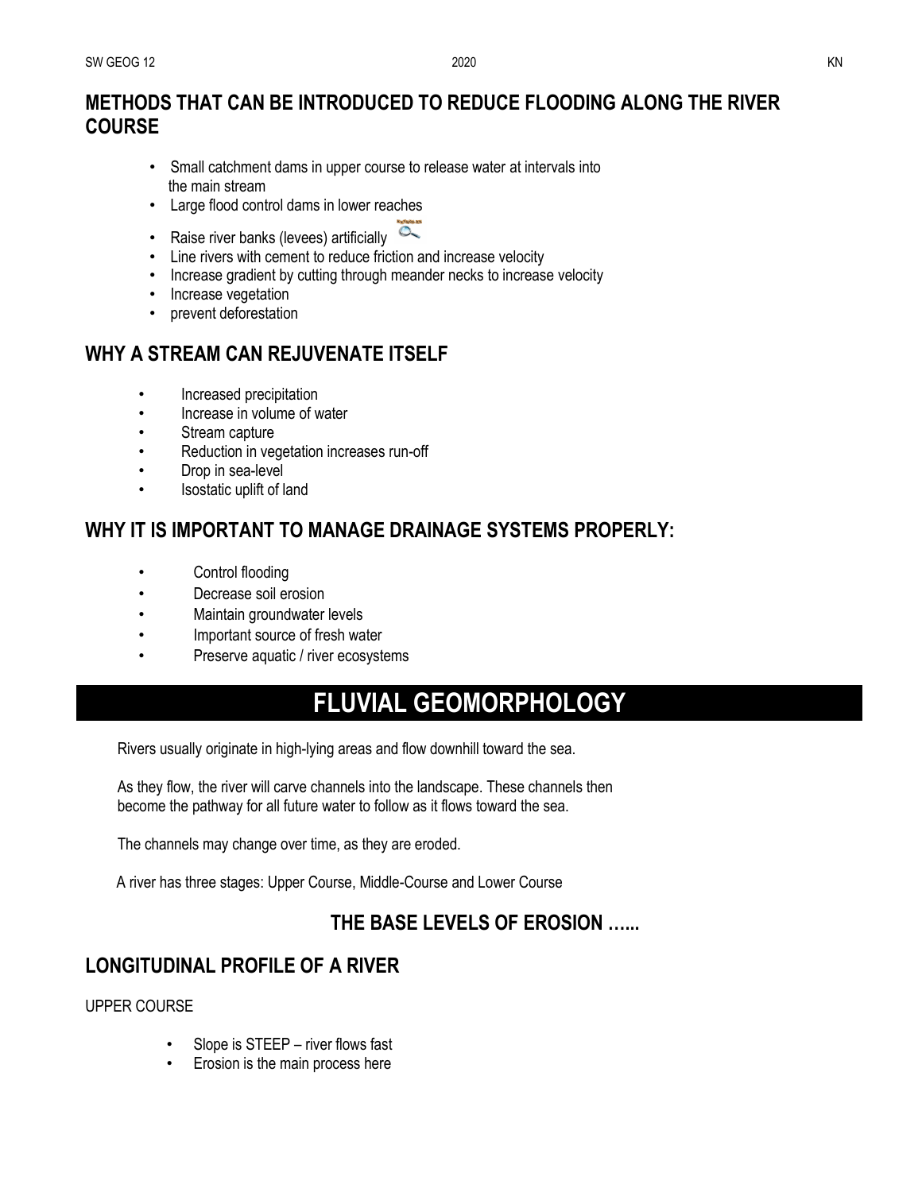## METHODS THAT CAN BE INTRODUCED TO REDUCE FLOODING ALONG THE RIVER COURSE

- Small catchment dams in upper course to release water at intervals into the main stream
- Large flood control dams in lower reaches
- Raise river banks (levees) artificially
- Line rivers with cement to reduce friction and increase velocity
- Increase gradient by cutting through meander necks to increase velocity
- Increase vegetation
- prevent deforestation

## WHY A STREAM CAN REJUVENATE ITSELF

- Increased precipitation
- Increase in volume of water
- Stream capture
- Reduction in vegetation increases run-off
- Drop in sea-level
- Isostatic uplift of land

## WHY IT IS IMPORTANT TO MANAGE DRAINAGE SYSTEMS PROPERLY:

- Control flooding
- Decrease soil erosion
- Maintain groundwater levels
- Important source of fresh water
- Preserve aquatic / river ecosystems

# FLUVIAL GEOMORPHOLOGY

Rivers usually originate in high-lying areas and flow downhill toward the sea.

As they flow, the river will carve channels into the landscape. These channels then become the pathway for all future water to follow as it flows toward the sea.

The channels may change over time, as they are eroded.

A river has three stages: Upper Course, Middle-Course and Lower Course

### THE BASE LEVELS OF EROSION …...

## LONGITUDINAL PROFILE OF A RIVER

UPPER COURSE

- Slope is STEEP – river flows fast
- Erosion is the main process here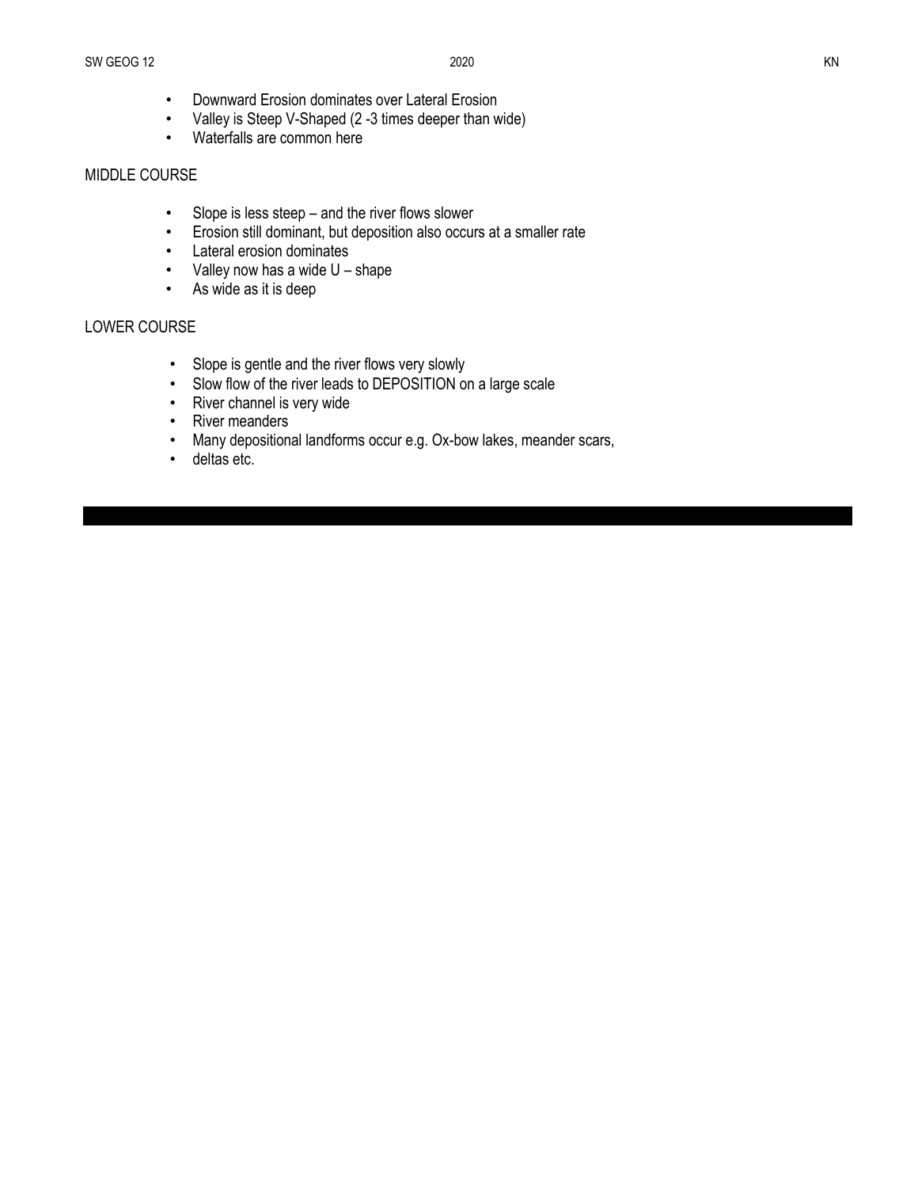- Downward Erosion dominates over Lateral Erosion
- Valley is Steep V-Shaped (2 -3 times deeper than wide)
- Waterfalls are common here

MIDDLE COURSE

- Slope is less steep – and the river flows slower
- Erosion still dominant, but deposition also occurs at a smaller rate
- Lateral erosion dominates
- Valley now has a wide U – shape
- As wide as it is deep

LOWER COURSE

- Slope is gentle and the river flows very slowly
- Slow flow of the river leads to DEPOSITION on a large scale
- River channel is very wide
- River meanders
- Many depositional landforms occur e.g. Ox-bow lakes, meander scars,
- deltas etc.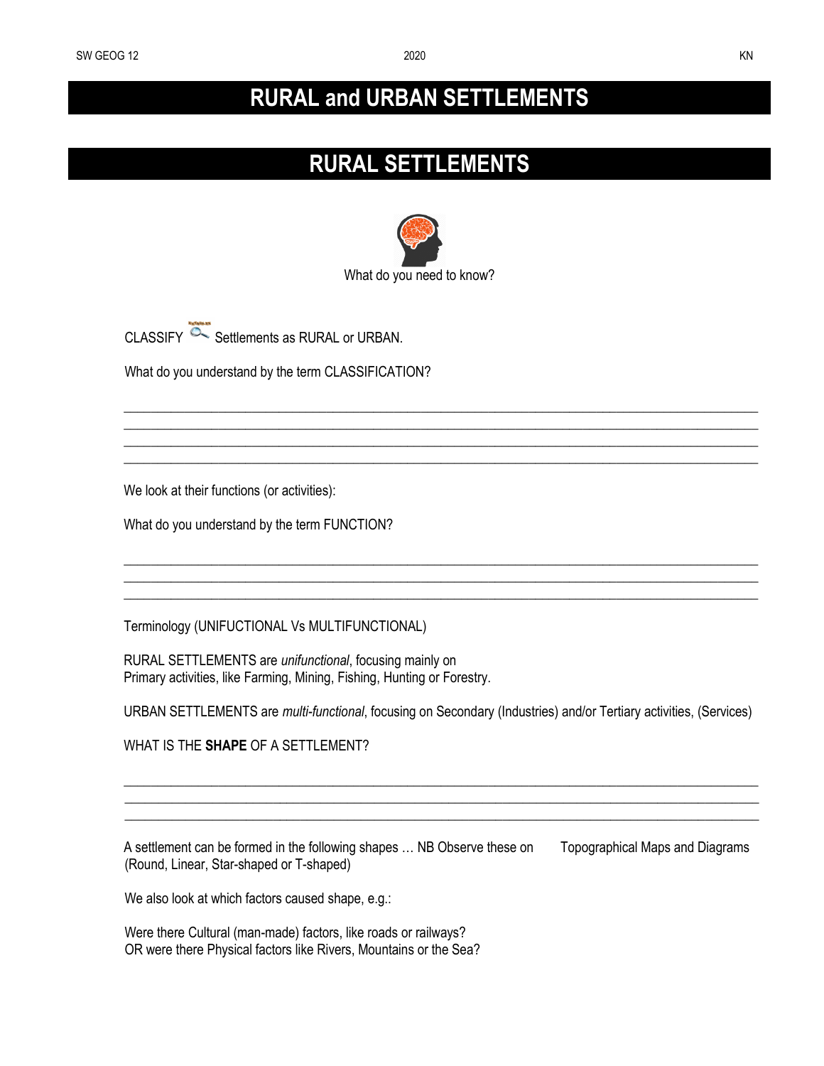# RURAL and URBAN SETTLEMENTS

## RURAL SETTLEMENTS

What do you need to know?

CLASSIFY Settlements as RURAL or URBAN.

What do you understand by the term CLASSIFICATION?

___________________________________________________________________________
___________________________________________________________________________
___________________________________________________________________________
___________________________________________________________________________

We look at their functions (or activities):

What do you understand by the term FUNCTION?

___________________________________________________________________________
___________________________________________________________________________
___________________________________________________________________________

Terminology (UNIFUCTIONAL Vs MULTIFUNCTIONAL)

RURAL SETTLEMENTS are *unifunctional*, focusing mainly on
Primary activities, like Farming, Mining, Fishing, Hunting or Forestry.

URBAN SETTLEMENTS are *multi-functional*, focusing on Secondary (Industries) and/or Tertiary activities, (Services)

WHAT IS THE **SHAPE** OF A SETTLEMENT?

___________________________________________________________________________
___________________________________________________________________________
___________________________________________________________________________

A settlement can be formed in the following shapes … NB Observe these on Topographical Maps and Diagrams
(Round, Linear, Star-shaped or T-shaped)

We also look at which factors caused shape, e.g.:

Were there Cultural (man-made) factors, like roads or railways?
OR were there Physical factors like Rivers, Mountains or the Sea?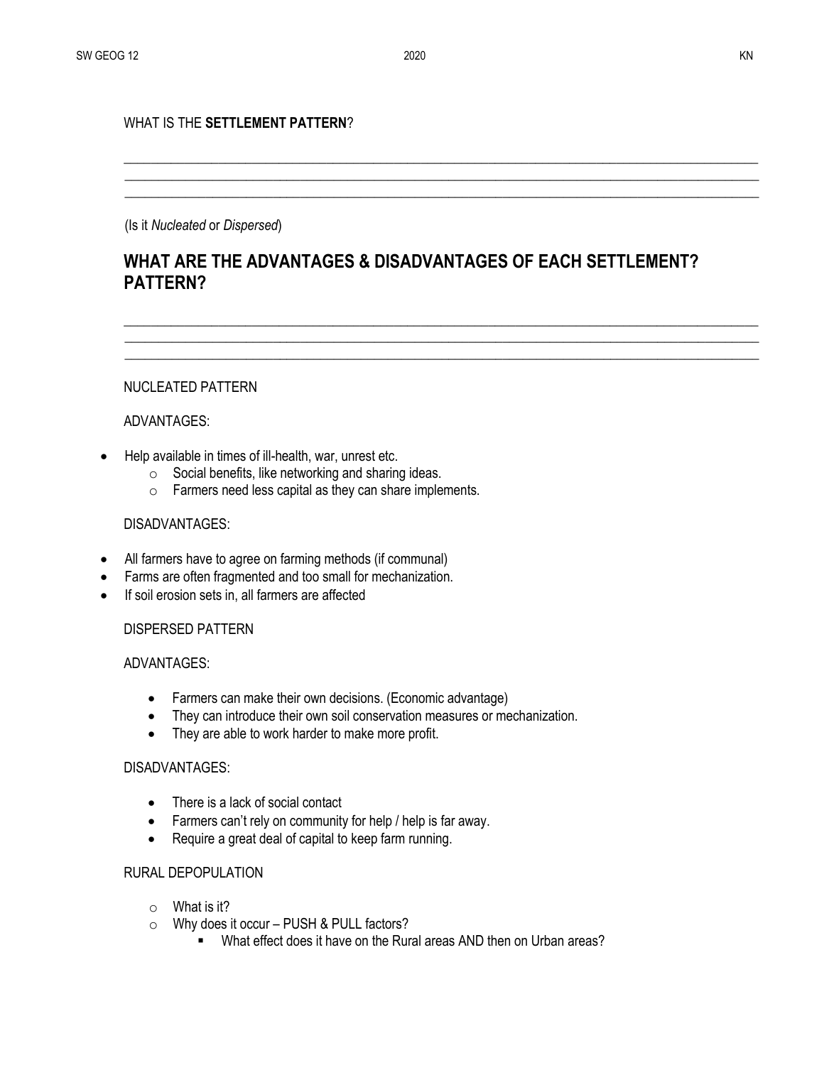WHAT IS THE **SETTLEMENT PATTERN**?

\_\_\_\_\_\_\_\_\_\_\_\_\_\_\_\_\_\_\_\_\_\_\_\_\_\_\_\_\_\_\_\_\_\_\_\_\_\_\_\_\_\_\_\_\_\_\_\_\_\_\_\_\_\_\_\_\_\_\_\_\_\_\_\_\_\_\_\_\_\_\_\_\_\_\_\_\_\_

\_\_\_\_\_\_\_\_\_\_\_\_\_\_\_\_\_\_\_\_\_\_\_\_\_\_\_\_\_\_\_\_\_\_\_\_\_\_\_\_\_\_\_\_\_\_\_\_\_\_\_\_\_\_\_\_\_\_\_\_\_\_\_\_\_\_\_\_\_\_\_\_\_\_\_\_\_\_

\_\_\_\_\_\_\_\_\_\_\_\_\_\_\_\_\_\_\_\_\_\_\_\_\_\_\_\_\_\_\_\_\_\_\_\_\_\_\_\_\_\_\_\_\_\_\_\_\_\_\_\_\_\_\_\_\_\_\_\_\_\_\_\_\_\_\_\_\_\_\_\_\_\_\_\_\_\_

(Is it *Nucleated* or *Dispersed*)

## WHAT ARE THE ADVANTAGES & DISADVANTAGES OF EACH SETTLEMENT? PATTERN?

\_\_\_\_\_\_\_\_\_\_\_\_\_\_\_\_\_\_\_\_\_\_\_\_\_\_\_\_\_\_\_\_\_\_\_\_\_\_\_\_\_\_\_\_\_\_\_\_\_\_\_\_\_\_\_\_\_\_\_\_\_\_\_\_\_\_\_\_\_\_\_\_\_\_\_\_\_\_

\_\_\_\_\_\_\_\_\_\_\_\_\_\_\_\_\_\_\_\_\_\_\_\_\_\_\_\_\_\_\_\_\_\_\_\_\_\_\_\_\_\_\_\_\_\_\_\_\_\_\_\_\_\_\_\_\_\_\_\_\_\_\_\_\_\_\_\_\_\_\_\_\_\_\_\_\_\_

\_\_\_\_\_\_\_\_\_\_\_\_\_\_\_\_\_\_\_\_\_\_\_\_\_\_\_\_\_\_\_\_\_\_\_\_\_\_\_\_\_\_\_\_\_\_\_\_\_\_\_\_\_\_\_\_\_\_\_\_\_\_\_\_\_\_\_\_\_\_\_\_\_\_\_\_\_\_

NUCLEATED PATTERN

ADVANTAGES:

- Help available in times of ill-health, war, unrest etc.
  - Social benefits, like networking and sharing ideas.
  - Farmers need less capital as they can share implements.

DISADVANTAGES:

- All farmers have to agree on farming methods (if communal)
- Farms are often fragmented and too small for mechanization.
- If soil erosion sets in, all farmers are affected

DISPERSED PATTERN

ADVANTAGES:

- Farmers can make their own decisions. (Economic advantage)
- They can introduce their own soil conservation measures or mechanization.
- They are able to work harder to make more profit.

DISADVANTAGES:

- There is a lack of social contact
- Farmers can't rely on community for help / help is far away.
- Require a great deal of capital to keep farm running.

RURAL DEPOPULATION

- What is it?
- Why does it occur – PUSH & PULL factors?
  - What effect does it have on the Rural areas AND then on Urban areas?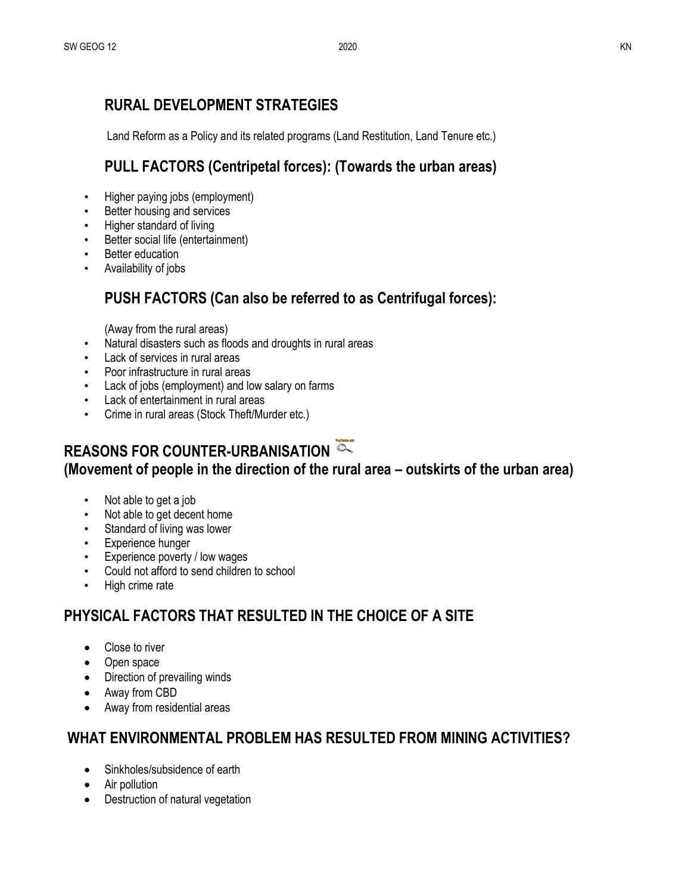## RURAL DEVELOPMENT STRATEGIES

Land Reform as a Policy and its related programs (Land Restitution, Land Tenure etc.)

## PULL FACTORS (Centripetal forces): (Towards the urban areas)

- Higher paying jobs (employment)
- Better housing and services
- Higher standard of living
- Better social life (entertainment)
- Better education
- Availability of jobs

## PUSH FACTORS (Can also be referred to as Centrifugal forces):

(Away from the rural areas)

- Natural disasters such as floods and droughts in rural areas
- Lack of services in rural areas
- Poor infrastructure in rural areas
- Lack of jobs (employment) and low salary on farms
- Lack of entertainment in rural areas
- Crime in rural areas (Stock Theft/Murder etc.)

## REASONS FOR COUNTER-URBANISATION (Movement of people in the direction of the rural area – outskirts of the urban area)

- Not able to get a job
- Not able to get decent home
- Standard of living was lower
- Experience hunger
- Experience poverty / low wages
- Could not afford to send children to school
- High crime rate

## PHYSICAL FACTORS THAT RESULTED IN THE CHOICE OF A SITE

- Close to river
- Open space
- Direction of prevailing winds
- Away from CBD
- Away from residential areas

## WHAT ENVIRONMENTAL PROBLEM HAS RESULTED FROM MINING ACTIVITIES?

- Sinkholes/subsidence of earth
- Air pollution
- Destruction of natural vegetation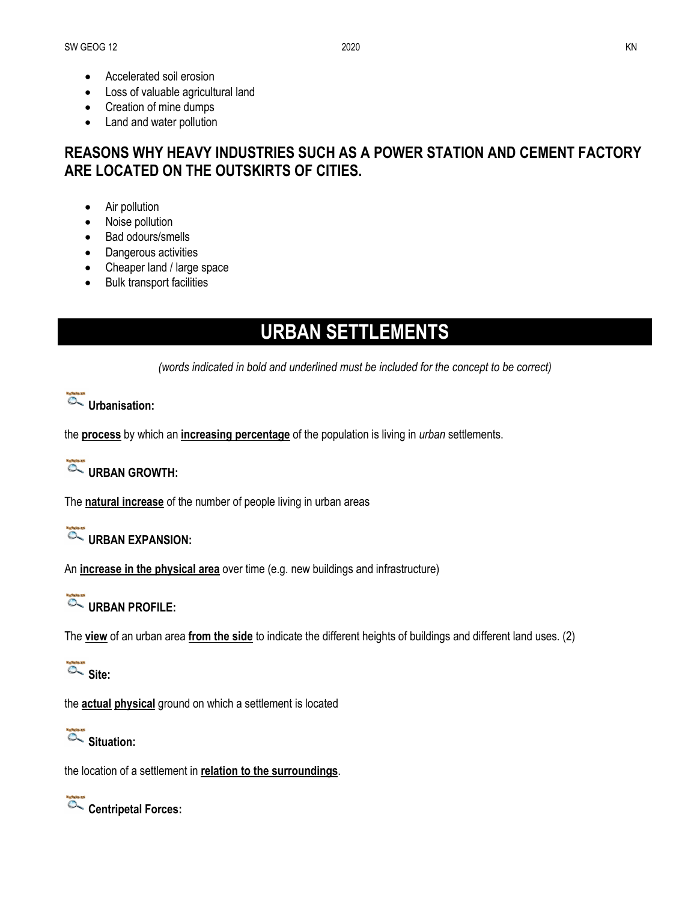- Accelerated soil erosion
- Loss of valuable agricultural land
- Creation of mine dumps
- Land and water pollution

## REASONS WHY HEAVY INDUSTRIES SUCH AS A POWER STATION AND CEMENT FACTORY ARE LOCATED ON THE OUTSKIRTS OF CITIES.

- Air pollution
- Noise pollution
- Bad odours/smells
- Dangerous activities
- Cheaper land / large space
- Bulk transport facilities

# URBAN SETTLEMENTS

*(words indicated in bold and underlined must be included for the concept to be correct)*

### Urbanisation:

the **<u>process</u>** by which an **<u>increasing percentage</u>** of the population is living in *urban* settlements.

### URBAN GROWTH:

The **<u>natural increase</u>** of the number of people living in urban areas

### URBAN EXPANSION:

An **<u>increase in the physical area</u>** over time (e.g. new buildings and infrastructure)

### URBAN PROFILE:

The **<u>view</u>** of an urban area **<u>from the side</u>** to indicate the different heights of buildings and different land uses. (2)

### Site:

the **<u>actual</u>** **<u>physical</u>** ground on which a settlement is located

### Situation:

the location of a settlement in **<u>relation to the surroundings</u>**.

### Centripetal Forces: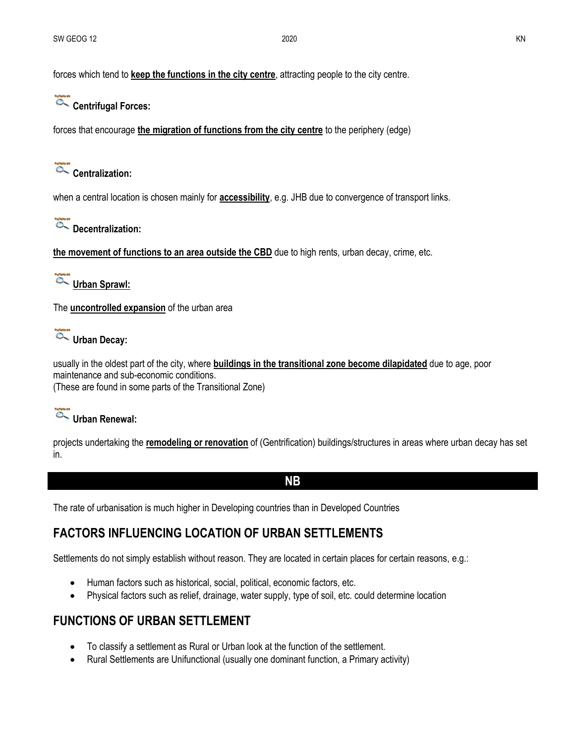forces which tend to **keep the functions in the city centre**, attracting people to the city centre.

### Centrifugal Forces:

forces that encourage **the migration of functions from the city centre** to the periphery (edge)

### Centralization:

when a central location is chosen mainly for **accessibility**, e.g. JHB due to convergence of transport links.

### Decentralization:

**the movement of functions to an area outside the CBD** due to high rents, urban decay, crime, etc.

### Urban Sprawl:

The **uncontrolled expansion** of the urban area

### Urban Decay:

usually in the oldest part of the city, where **buildings in the transitional zone become dilapidated** due to age, poor maintenance and sub-economic conditions.
(These are found in some parts of the Transitional Zone)

### Urban Renewal:

projects undertaking the **remodeling or renovation** of (Gentrification) buildings/structures in areas where urban decay has set in.

## NB

The rate of urbanisation is much higher in Developing countries than in Developed Countries

## FACTORS INFLUENCING LOCATION OF URBAN SETTLEMENTS

Settlements do not simply establish without reason. They are located in certain places for certain reasons, e.g.:

- Human factors such as historical, social, political, economic factors, etc.
- Physical factors such as relief, drainage, water supply, type of soil, etc. could determine location

## FUNCTIONS OF URBAN SETTLEMENT

- To classify a settlement as Rural or Urban look at the function of the settlement.
- Rural Settlements are Unifunctional (usually one dominant function, a Primary activity)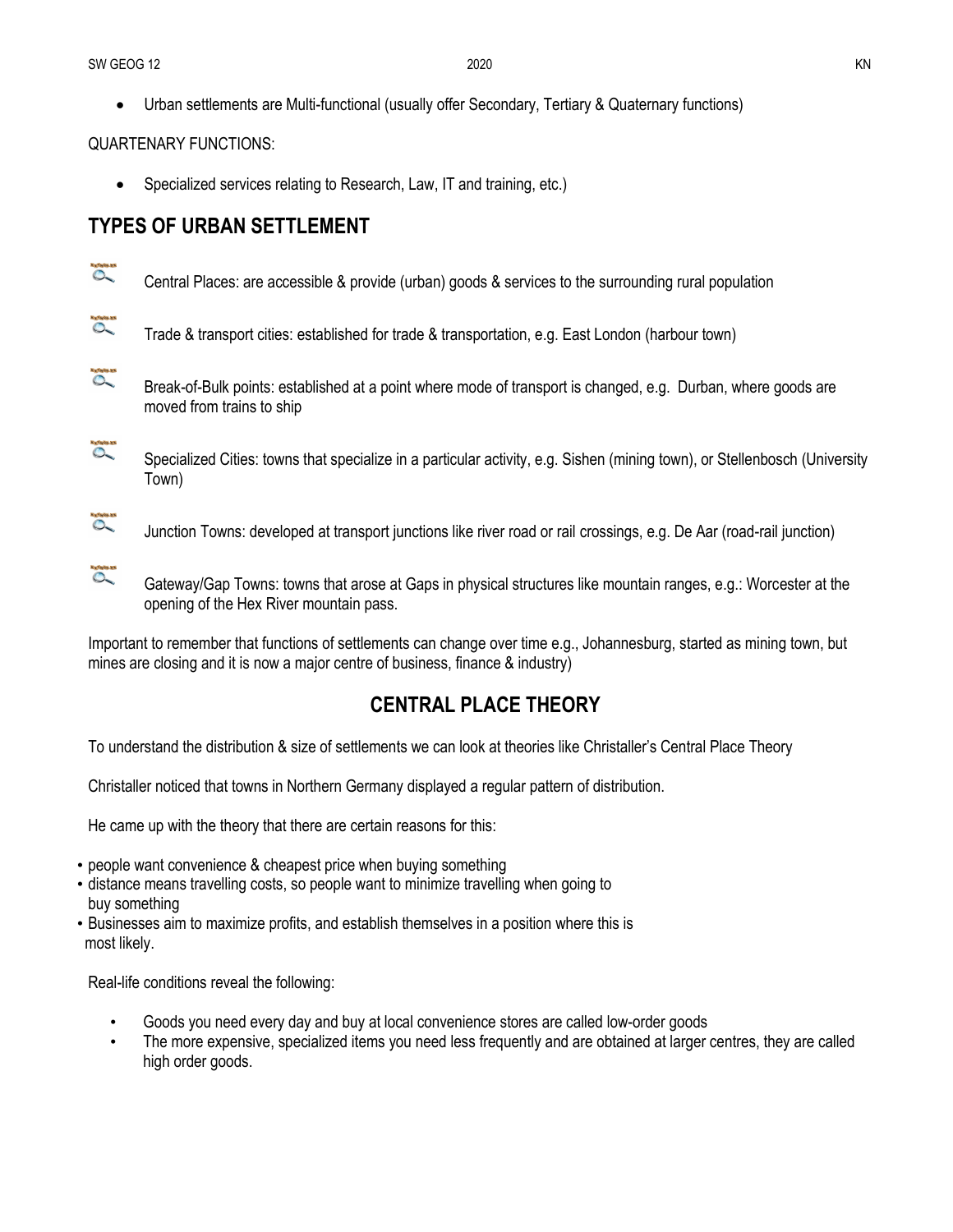- Urban settlements are Multi-functional (usually offer Secondary, Tertiary & Quaternary functions)

QUARTENARY FUNCTIONS:

- Specialized services relating to Research, Law, IT and training, etc.)

## TYPES OF URBAN SETTLEMENT

- Central Places: are accessible & provide (urban) goods & services to the surrounding rural population
- Trade & transport cities: established for trade & transportation, e.g. East London (harbour town)
- Break-of-Bulk points: established at a point where mode of transport is changed, e.g. Durban, where goods are moved from trains to ship
- Specialized Cities: towns that specialize in a particular activity, e.g. Sishen (mining town), or Stellenbosch (University Town)
- Junction Towns: developed at transport junctions like river road or rail crossings, e.g. De Aar (road-rail junction)
- Gateway/Gap Towns: towns that arose at Gaps in physical structures like mountain ranges, e.g.: Worcester at the opening of the Hex River mountain pass.

Important to remember that functions of settlements can change over time e.g., Johannesburg, started as mining town, but mines are closing and it is now a major centre of business, finance & industry)

## CENTRAL PLACE THEORY

To understand the distribution & size of settlements we can look at theories like Christaller's Central Place Theory

Christaller noticed that towns in Northern Germany displayed a regular pattern of distribution.

He came up with the theory that there are certain reasons for this:

- people want convenience & cheapest price when buying something
- distance means travelling costs, so people want to minimize travelling when going to buy something
- Businesses aim to maximize profits, and establish themselves in a position where this is most likely.

Real-life conditions reveal the following:

- Goods you need every day and buy at local convenience stores are called low-order goods
- The more expensive, specialized items you need less frequently and are obtained at larger centres, they are called high order goods.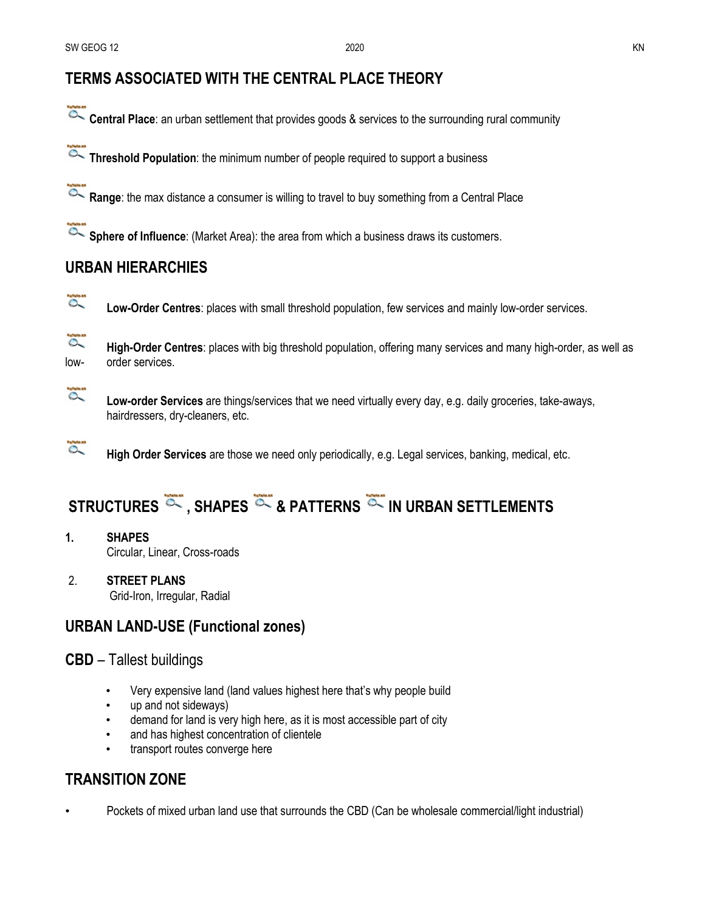## TERMS ASSOCIATED WITH THE CENTRAL PLACE THEORY

**Central Place**: an urban settlement that provides goods & services to the surrounding rural community

**Threshold Population**: the minimum number of people required to support a business

**Range**: the max distance a consumer is willing to travel to buy something from a Central Place

**Sphere of Influence**: (Market Area): the area from which a business draws its customers.

## URBAN HIERARCHIES

**Low-Order Centres**: places with small threshold population, few services and mainly low-order services.

**High-Order Centres**: places with big threshold population, offering many services and many high-order, as well as low- order services.

**Low-order Services** are things/services that we need virtually every day, e.g. daily groceries, take-aways, hairdressers, dry-cleaners, etc.

**High Order Services** are those we need only periodically, e.g. Legal services, banking, medical, etc.

## STRUCTURES, SHAPES & PATTERNS IN URBAN SETTLEMENTS

1. **SHAPES**
   Circular, Linear, Cross-roads

2. **STREET PLANS**
   Grid-Iron, Irregular, Radial

## URBAN LAND-USE (Functional zones)

## CBD – Tallest buildings

- Very expensive land (land values highest here that's why people build
- up and not sideways)
- demand for land is very high here, as it is most accessible part of city
- and has highest concentration of clientele
- transport routes converge here

## TRANSITION ZONE

- Pockets of mixed urban land use that surrounds the CBD (Can be wholesale commercial/light industrial)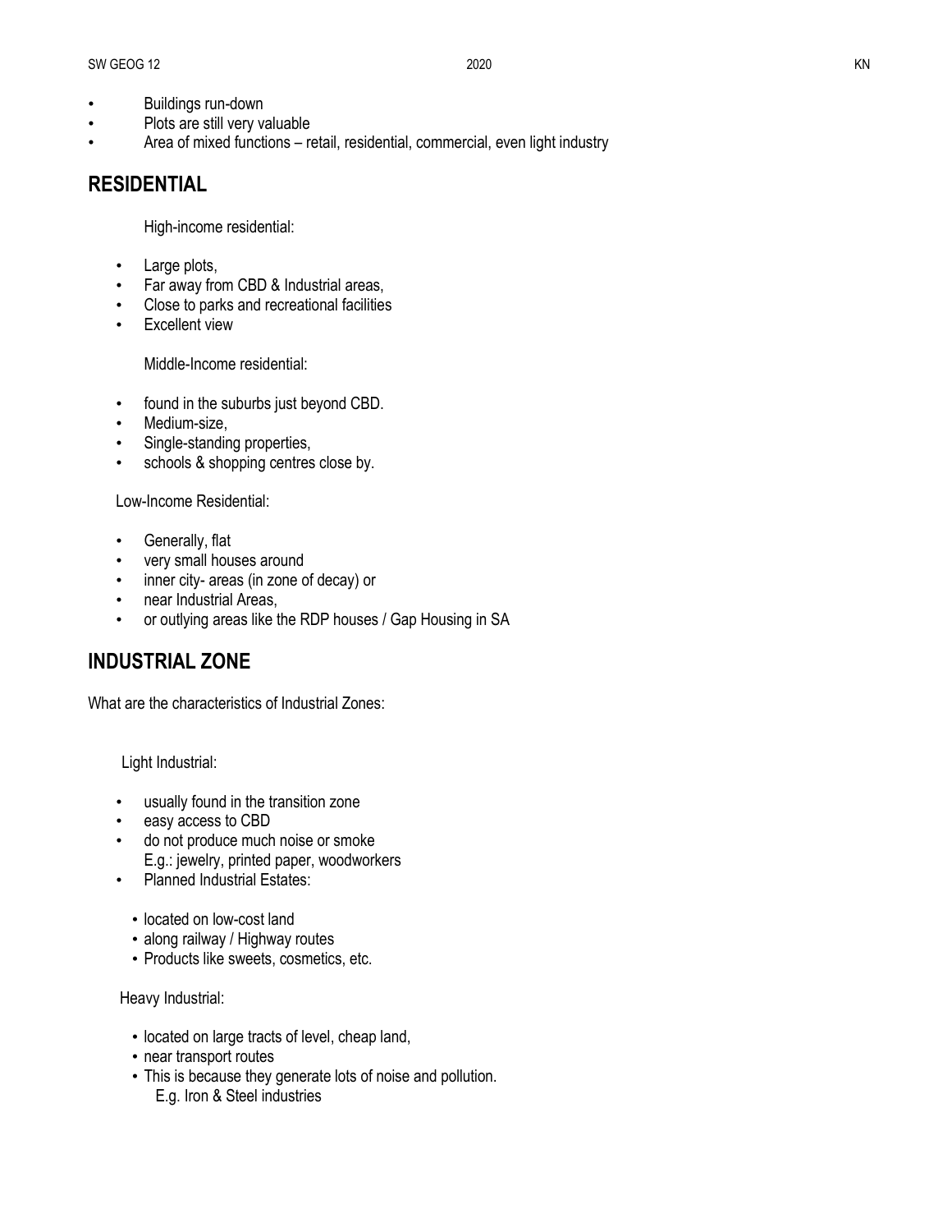- Buildings run-down
- Plots are still very valuable
- Area of mixed functions – retail, residential, commercial, even light industry

## RESIDENTIAL

High-income residential:

- Large plots,
- Far away from CBD & Industrial areas,
- Close to parks and recreational facilities
- Excellent view

Middle-Income residential:

- found in the suburbs just beyond CBD.
- Medium-size,
- Single-standing properties,
- schools & shopping centres close by.

Low-Income Residential:

- Generally, flat
- very small houses around
- inner city- areas (in zone of decay) or
- near Industrial Areas,
- or outlying areas like the RDP houses / Gap Housing in SA

## INDUSTRIAL ZONE

What are the characteristics of Industrial Zones:

Light Industrial:

- usually found in the transition zone
- easy access to CBD
- do not produce much noise or smoke
  E.g.: jewelry, printed paper, woodworkers
- Planned Industrial Estates:
  - located on low-cost land
  - along railway / Highway routes
  - Products like sweets, cosmetics, etc.

Heavy Industrial:

- located on large tracts of level, cheap land,
- near transport routes
- This is because they generate lots of noise and pollution.
  E.g. Iron & Steel industries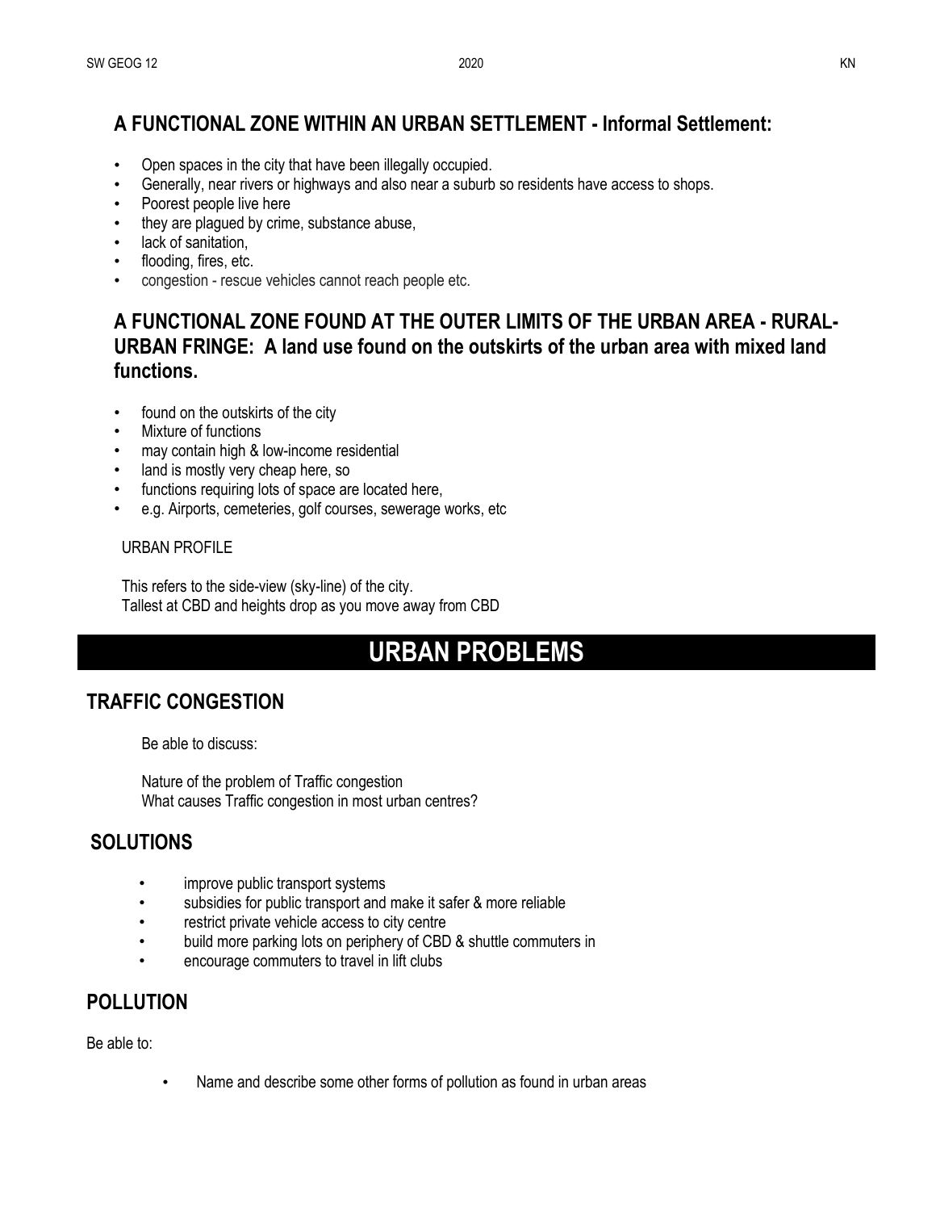## A FUNCTIONAL ZONE WITHIN AN URBAN SETTLEMENT - Informal Settlement:

- Open spaces in the city that have been illegally occupied.
- Generally, near rivers or highways and also near a suburb so residents have access to shops.
- Poorest people live here
- they are plagued by crime, substance abuse,
- lack of sanitation,
- flooding, fires, etc.
- congestion - rescue vehicles cannot reach people etc.

## A FUNCTIONAL ZONE FOUND AT THE OUTER LIMITS OF THE URBAN AREA - RURAL-URBAN FRINGE: A land use found on the outskirts of the urban area with mixed land functions.

- found on the outskirts of the city
- Mixture of functions
- may contain high & low-income residential
- land is mostly very cheap here, so
- functions requiring lots of space are located here,
- e.g. Airports, cemeteries, golf courses, sewerage works, etc

URBAN PROFILE

This refers to the side-view (sky-line) of the city.
Tallest at CBD and heights drop as you move away from CBD

# URBAN PROBLEMS

## TRAFFIC CONGESTION

Be able to discuss:

Nature of the problem of Traffic congestion
What causes Traffic congestion in most urban centres?

## SOLUTIONS

- improve public transport systems
- subsidies for public transport and make it safer & more reliable
- restrict private vehicle access to city centre
- build more parking lots on periphery of CBD & shuttle commuters in
- encourage commuters to travel in lift clubs

## POLLUTION

Be able to:

- Name and describe some other forms of pollution as found in urban areas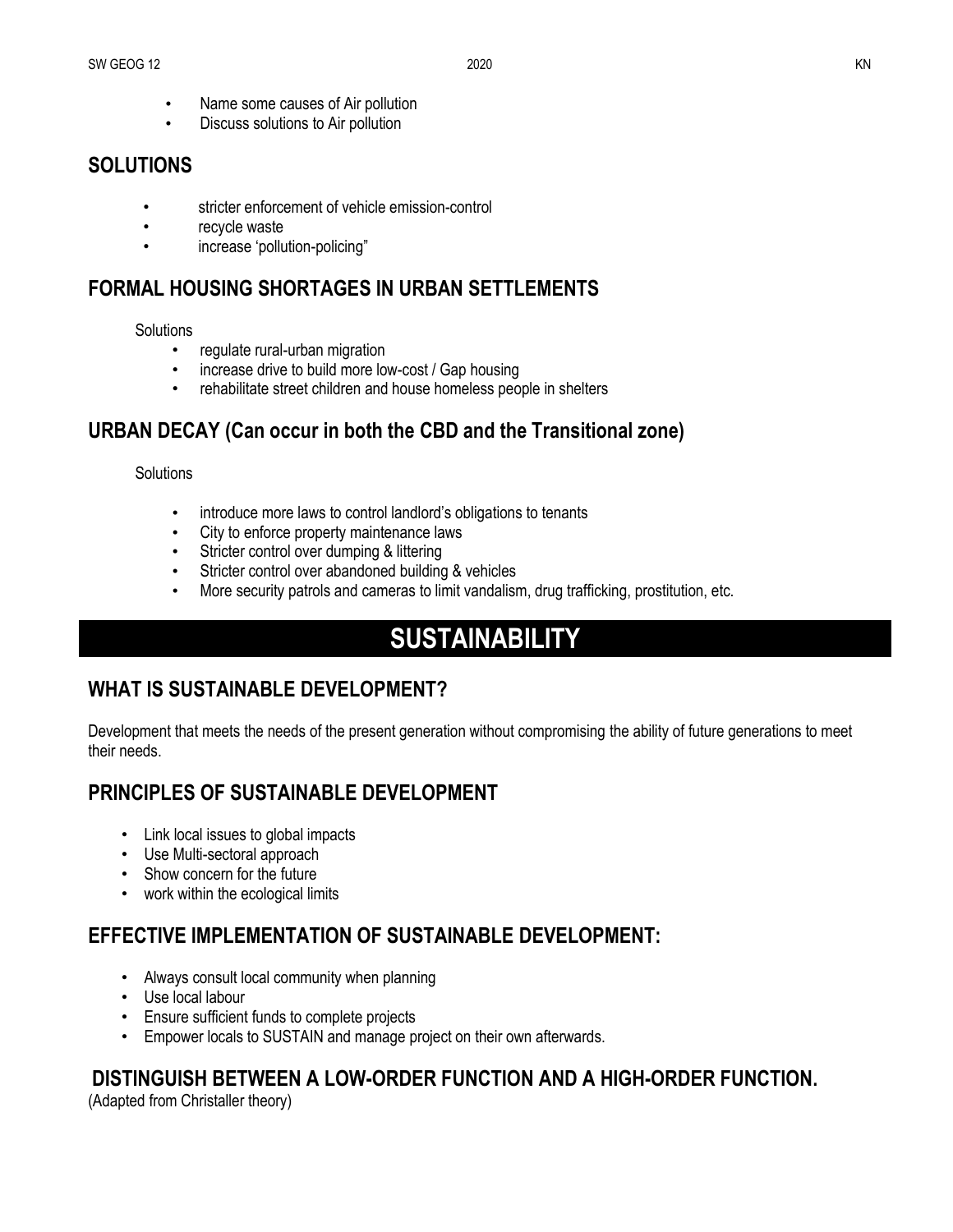- Name some causes of Air pollution
- Discuss solutions to Air pollution

## SOLUTIONS

- stricter enforcement of vehicle emission-control
- recycle waste
- increase 'pollution-policing"

## FORMAL HOUSING SHORTAGES IN URBAN SETTLEMENTS

Solutions

- regulate rural-urban migration
- increase drive to build more low-cost / Gap housing
- rehabilitate street children and house homeless people in shelters

## URBAN DECAY (Can occur in both the CBD and the Transitional zone)

Solutions

- introduce more laws to control landlord's obligations to tenants
- City to enforce property maintenance laws
- Stricter control over dumping & littering
- Stricter control over abandoned building & vehicles
- More security patrols and cameras to limit vandalism, drug trafficking, prostitution, etc.

# SUSTAINABILITY

## WHAT IS SUSTAINABLE DEVELOPMENT?

Development that meets the needs of the present generation without compromising the ability of future generations to meet their needs.

## PRINCIPLES OF SUSTAINABLE DEVELOPMENT

- Link local issues to global impacts
- Use Multi-sectoral approach
- Show concern for the future
- work within the ecological limits

## EFFECTIVE IMPLEMENTATION OF SUSTAINABLE DEVELOPMENT:

- Always consult local community when planning
- Use local labour
- Ensure sufficient funds to complete projects
- Empower locals to SUSTAIN and manage project on their own afterwards.

## DISTINGUISH BETWEEN A LOW-ORDER FUNCTION AND A HIGH-ORDER FUNCTION.

(Adapted from Christaller theory)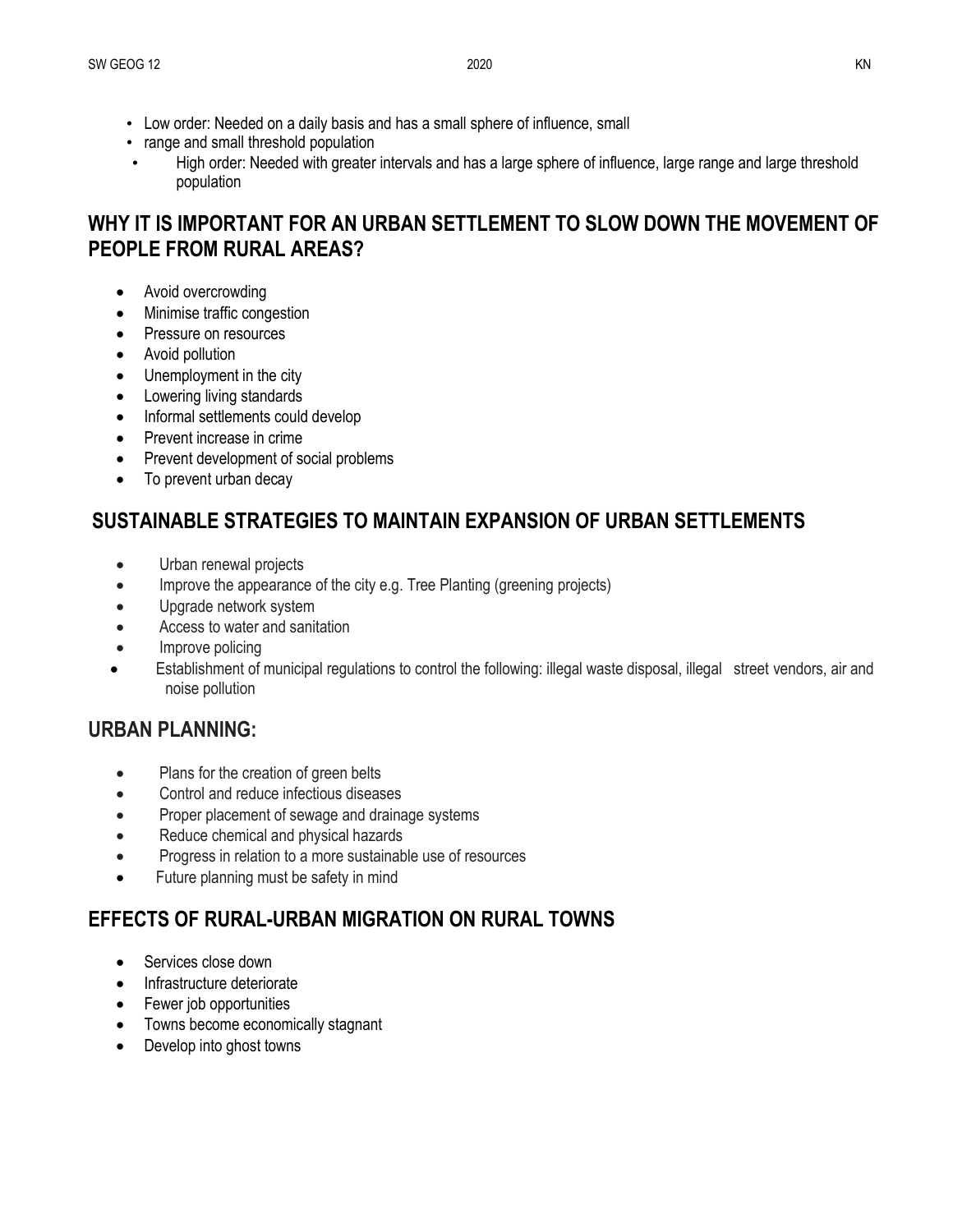- Low order: Needed on a daily basis and has a small sphere of influence, small
- range and small threshold population
- High order: Needed with greater intervals and has a large sphere of influence, large range and large threshold population

## WHY IT IS IMPORTANT FOR AN URBAN SETTLEMENT TO SLOW DOWN THE MOVEMENT OF PEOPLE FROM RURAL AREAS?

- Avoid overcrowding
- Minimise traffic congestion
- Pressure on resources
- Avoid pollution
- Unemployment in the city
- Lowering living standards
- Informal settlements could develop
- Prevent increase in crime
- Prevent development of social problems
- To prevent urban decay

## SUSTAINABLE STRATEGIES TO MAINTAIN EXPANSION OF URBAN SETTLEMENTS

- Urban renewal projects
- Improve the appearance of the city e.g. Tree Planting (greening projects)
- Upgrade network system
- Access to water and sanitation
- Improve policing
- Establishment of municipal regulations to control the following: illegal waste disposal, illegal street vendors, air and noise pollution

## URBAN PLANNING:

- Plans for the creation of green belts
- Control and reduce infectious diseases
- Proper placement of sewage and drainage systems
- Reduce chemical and physical hazards
- Progress in relation to a more sustainable use of resources
- Future planning must be safety in mind

## EFFECTS OF RURAL-URBAN MIGRATION ON RURAL TOWNS

- Services close down
- Infrastructure deteriorate
- Fewer job opportunities
- Towns become economically stagnant
- Develop into ghost towns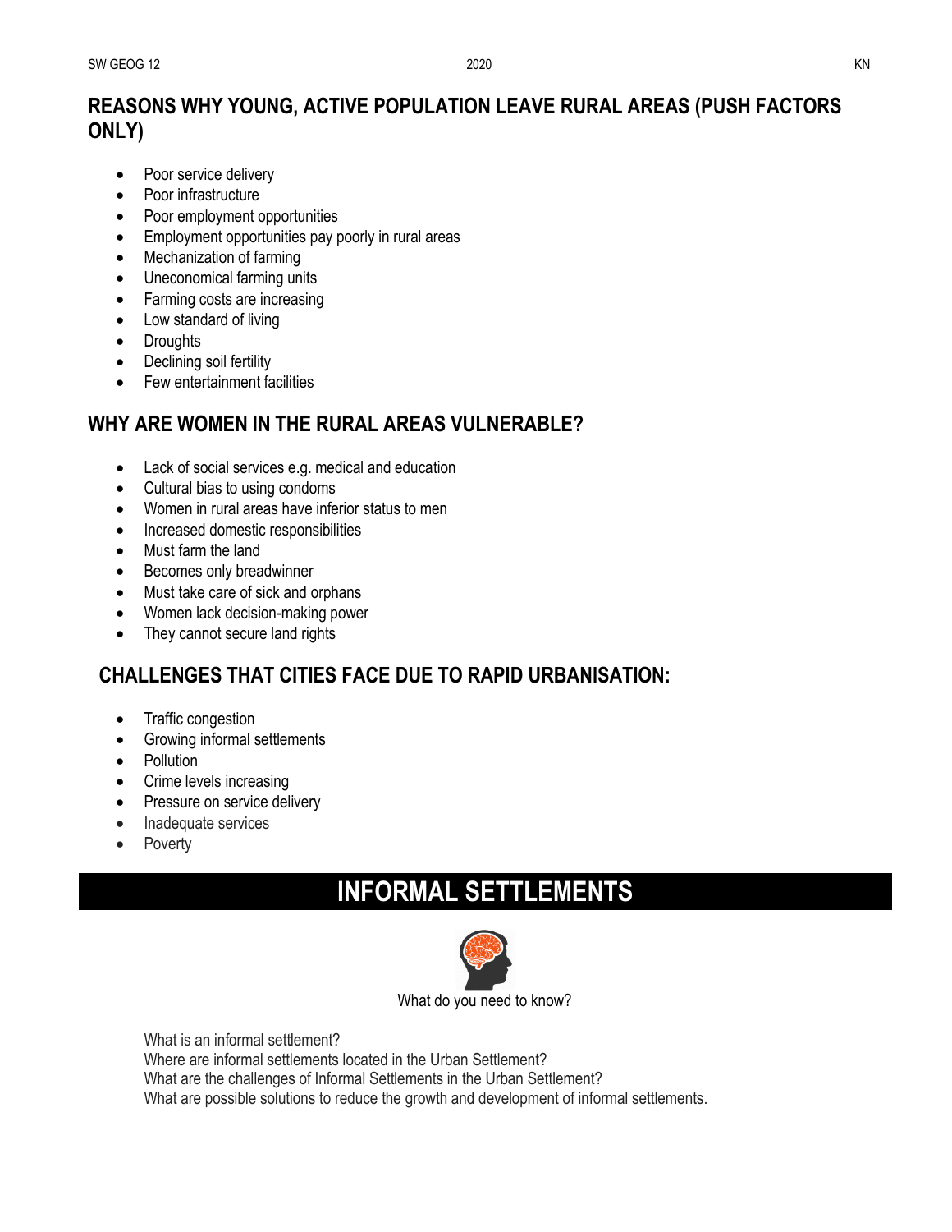## REASONS WHY YOUNG, ACTIVE POPULATION LEAVE RURAL AREAS (PUSH FACTORS ONLY)

- Poor service delivery
- Poor infrastructure
- Poor employment opportunities
- Employment opportunities pay poorly in rural areas
- Mechanization of farming
- Uneconomical farming units
- Farming costs are increasing
- Low standard of living
- Droughts
- Declining soil fertility
- Few entertainment facilities

## WHY ARE WOMEN IN THE RURAL AREAS VULNERABLE?

- Lack of social services e.g. medical and education
- Cultural bias to using condoms
- Women in rural areas have inferior status to men
- Increased domestic responsibilities
- Must farm the land
- Becomes only breadwinner
- Must take care of sick and orphans
- Women lack decision-making power
- They cannot secure land rights

## CHALLENGES THAT CITIES FACE DUE TO RAPID URBANISATION:

- Traffic congestion
- Growing informal settlements
- Pollution
- Crime levels increasing
- Pressure on service delivery
- Inadequate services
- Poverty

# INFORMAL SETTLEMENTS

What do you need to know?

What is an informal settlement?
Where are informal settlements located in the Urban Settlement?
What are the challenges of Informal Settlements in the Urban Settlement?
What are possible solutions to reduce the growth and development of informal settlements.